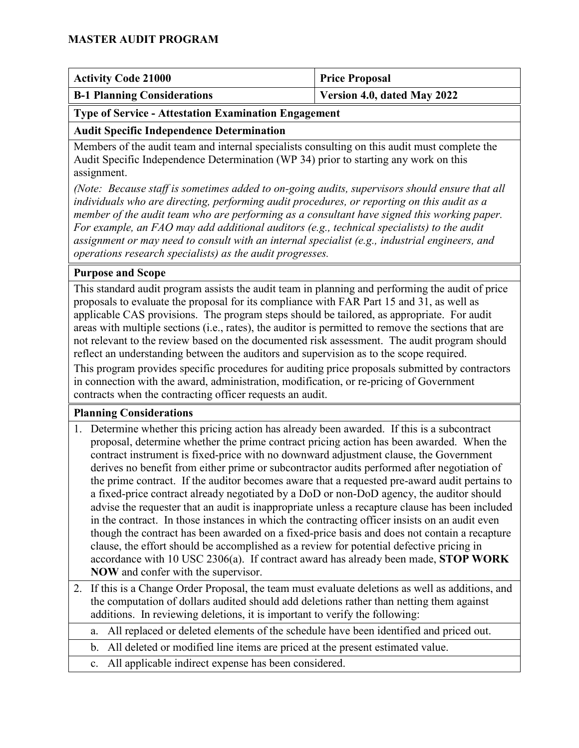# MASTER AUDIT PROGRAM

| Activity Code 21000 | Price Proposal |
| --- | --- |
| **B-1 Planning Considerations** | **Version 4.0, dated May 2022** |

**Type of Service - Attestation Examination Engagement**

**Audit Specific Independence Determination**

Members of the audit team and internal specialists consulting on this audit must complete the Audit Specific Independence Determination (WP 34) prior to starting any work on this assignment.

*(Note: Because staff is sometimes added to on-going audits, supervisors should ensure that all individuals who are directing, performing audit procedures, or reporting on this audit as a member of the audit team who are performing as a consultant have signed this working paper. For example, an FAO may add additional auditors (e.g., technical specialists) to the audit assignment or may need to consult with an internal specialist (e.g., industrial engineers, and operations research specialists) as the audit progresses.*

**Purpose and Scope**

This standard audit program assists the audit team in planning and performing the audit of price proposals to evaluate the proposal for its compliance with FAR Part 15 and 31, as well as applicable CAS provisions. The program steps should be tailored, as appropriate. For audit areas with multiple sections (i.e., rates), the auditor is permitted to remove the sections that are not relevant to the review based on the documented risk assessment. The audit program should reflect an understanding between the auditors and supervision as to the scope required.

This program provides specific procedures for auditing price proposals submitted by contractors in connection with the award, administration, modification, or re-pricing of Government contracts when the contracting officer requests an audit.

**Planning Considerations**

1. Determine whether this pricing action has already been awarded. If this is a subcontract proposal, determine whether the prime contract pricing action has been awarded. When the contract instrument is fixed-price with no downward adjustment clause, the Government derives no benefit from either prime or subcontractor audits performed after negotiation of the prime contract. If the auditor becomes aware that a requested pre-award audit pertains to a fixed-price contract already negotiated by a DoD or non-DoD agency, the auditor should advise the requester that an audit is inappropriate unless a recapture clause has been included in the contract. In those instances in which the contracting officer insists on an audit even though the contract has been awarded on a fixed-price basis and does not contain a recapture clause, the effort should be accomplished as a review for potential defective pricing in accordance with 10 USC 2306(a). If contract award has already been made, **STOP WORK NOW** and confer with the supervisor.
2. If this is a Change Order Proposal, the team must evaluate deletions as well as additions, and the computation of dollars audited should add deletions rather than netting them against additions. In reviewing deletions, it is important to verify the following:
   a. All replaced or deleted elements of the schedule have been identified and priced out.
   b. All deleted or modified line items are priced at the present estimated value.
   c. All applicable indirect expense has been considered.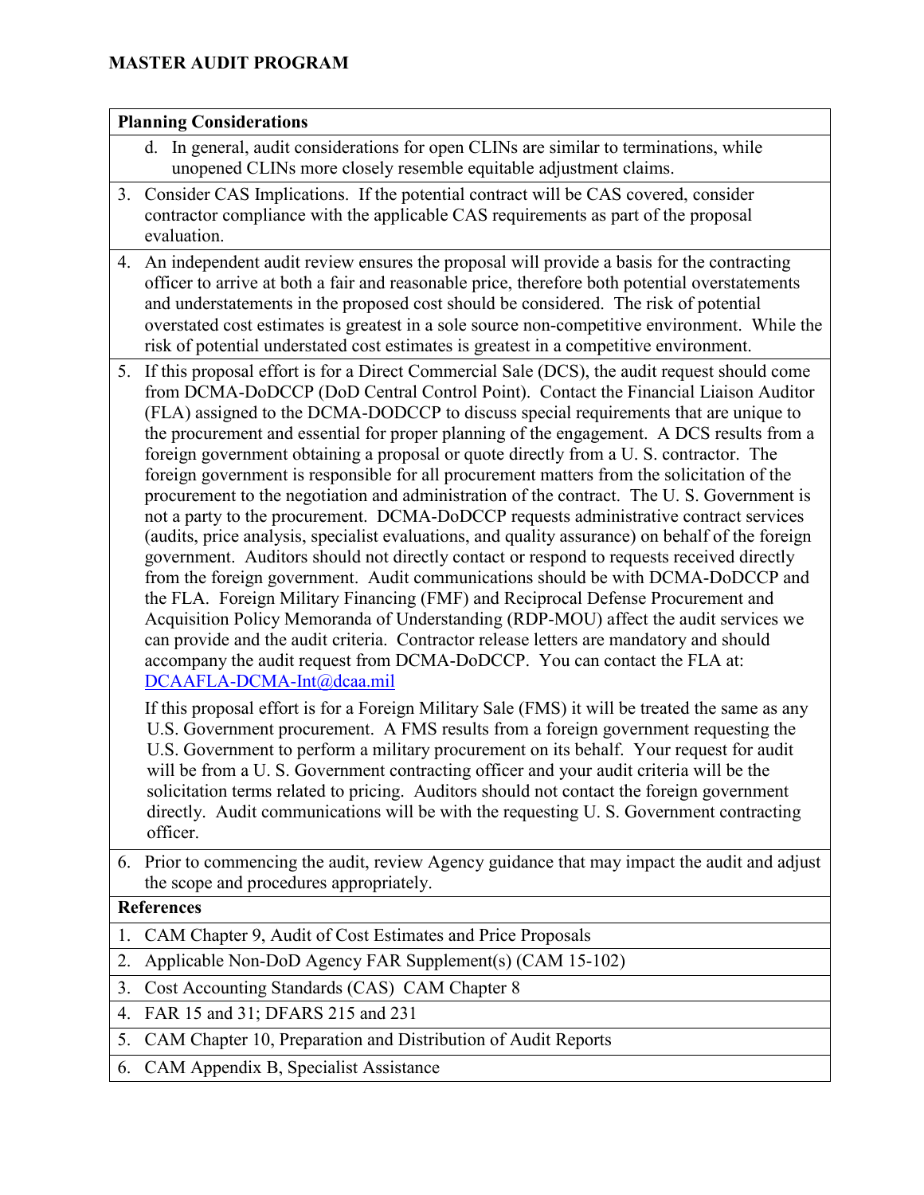**MASTER AUDIT PROGRAM**

| **Planning Considerations** |
|---|
| d. In general, audit considerations for open CLINs are similar to terminations, while unopened CLINs more closely resemble equitable adjustment claims. |
| 3. Consider CAS Implications. If the potential contract will be CAS covered, consider contractor compliance with the applicable CAS requirements as part of the proposal evaluation. |
| 4. An independent audit review ensures the proposal will provide a basis for the contracting officer to arrive at both a fair and reasonable price, therefore both potential overstatements and understatements in the proposed cost should be considered. The risk of potential overstated cost estimates is greatest in a sole source non-competitive environment. While the risk of potential understated cost estimates is greatest in a competitive environment. |
| 5. If this proposal effort is for a Direct Commercial Sale (DCS), the audit request should come from DCMA-DoDCCP (DoD Central Control Point). Contact the Financial Liaison Auditor (FLA) assigned to the DCMA-DODCCP to discuss special requirements that are unique to the procurement and essential for proper planning of the engagement. A DCS results from a foreign government obtaining a proposal or quote directly from a U. S. contractor. The foreign government is responsible for all procurement matters from the solicitation of the procurement to the negotiation and administration of the contract. The U. S. Government is not a party to the procurement. DCMA-DoDCCP requests administrative contract services (audits, price analysis, specialist evaluations, and quality assurance) on behalf of the foreign government. Auditors should not directly contact or respond to requests received directly from the foreign government. Audit communications should be with DCMA-DoDCCP and the FLA. Foreign Military Financing (FMF) and Reciprocal Defense Procurement and Acquisition Policy Memoranda of Understanding (RDP-MOU) affect the audit services we can provide and the audit criteria. Contractor release letters are mandatory and should accompany the audit request from DCMA-DoDCCP. You can contact the FLA at: DCAAFLA-DCMA-Int@dcaa.mil<br><br>If this proposal effort is for a Foreign Military Sale (FMS) it will be treated the same as any U.S. Government procurement. A FMS results from a foreign government requesting the U.S. Government to perform a military procurement on its behalf. Your request for audit will be from a U. S. Government contracting officer and your audit criteria will be the solicitation terms related to pricing. Auditors should not contact the foreign government directly. Audit communications will be with the requesting U. S. Government contracting officer. |
| 6. Prior to commencing the audit, review Agency guidance that may impact the audit and adjust the scope and procedures appropriately. |
| **References** |
| 1. CAM Chapter 9, Audit of Cost Estimates and Price Proposals |
| 2. Applicable Non-DoD Agency FAR Supplement(s) (CAM 15-102) |
| 3. Cost Accounting Standards (CAS) CAM Chapter 8 |
| 4. FAR 15 and 31; DFARS 215 and 231 |
| 5. CAM Chapter 10, Preparation and Distribution of Audit Reports |
| 6. CAM Appendix B, Specialist Assistance |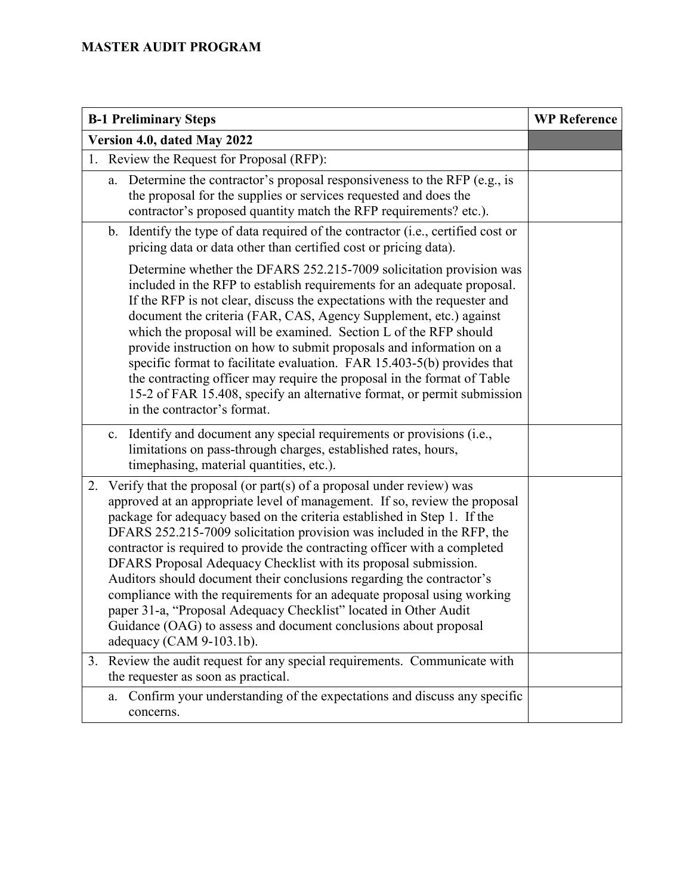**MASTER AUDIT PROGRAM**

| B-1 Preliminary Steps | WP Reference |
|---|---|
| **Version 4.0, dated May 2022** | |
| 1. Review the Request for Proposal (RFP): | |
| a. Determine the contractor's proposal responsiveness to the RFP (e.g., is the proposal for the supplies or services requested and does the contractor's proposed quantity match the RFP requirements? etc.). | |
| b. Identify the type of data required of the contractor (i.e., certified cost or pricing data or data other than certified cost or pricing data).<br><br>Determine whether the DFARS 252.215-7009 solicitation provision was included in the RFP to establish requirements for an adequate proposal. If the RFP is not clear, discuss the expectations with the requester and document the criteria (FAR, CAS, Agency Supplement, etc.) against which the proposal will be examined. Section L of the RFP should provide instruction on how to submit proposals and information on a specific format to facilitate evaluation. FAR 15.403-5(b) provides that the contracting officer may require the proposal in the format of Table 15-2 of FAR 15.408, specify an alternative format, or permit submission in the contractor's format. | |
| c. Identify and document any special requirements or provisions (i.e., limitations on pass-through charges, established rates, hours, timephasing, material quantities, etc.). | |
| 2. Verify that the proposal (or part(s) of a proposal under review) was approved at an appropriate level of management. If so, review the proposal package for adequacy based on the criteria established in Step 1. If the DFARS 252.215-7009 solicitation provision was included in the RFP, the contractor is required to provide the contracting officer with a completed DFARS Proposal Adequacy Checklist with its proposal submission. Auditors should document their conclusions regarding the contractor's compliance with the requirements for an adequate proposal using working paper 31-a, "Proposal Adequacy Checklist" located in Other Audit Guidance (OAG) to assess and document conclusions about proposal adequacy (CAM 9-103.1b). | |
| 3. Review the audit request for any special requirements. Communicate with the requester as soon as practical. | |
| a. Confirm your understanding of the expectations and discuss any specific concerns. | |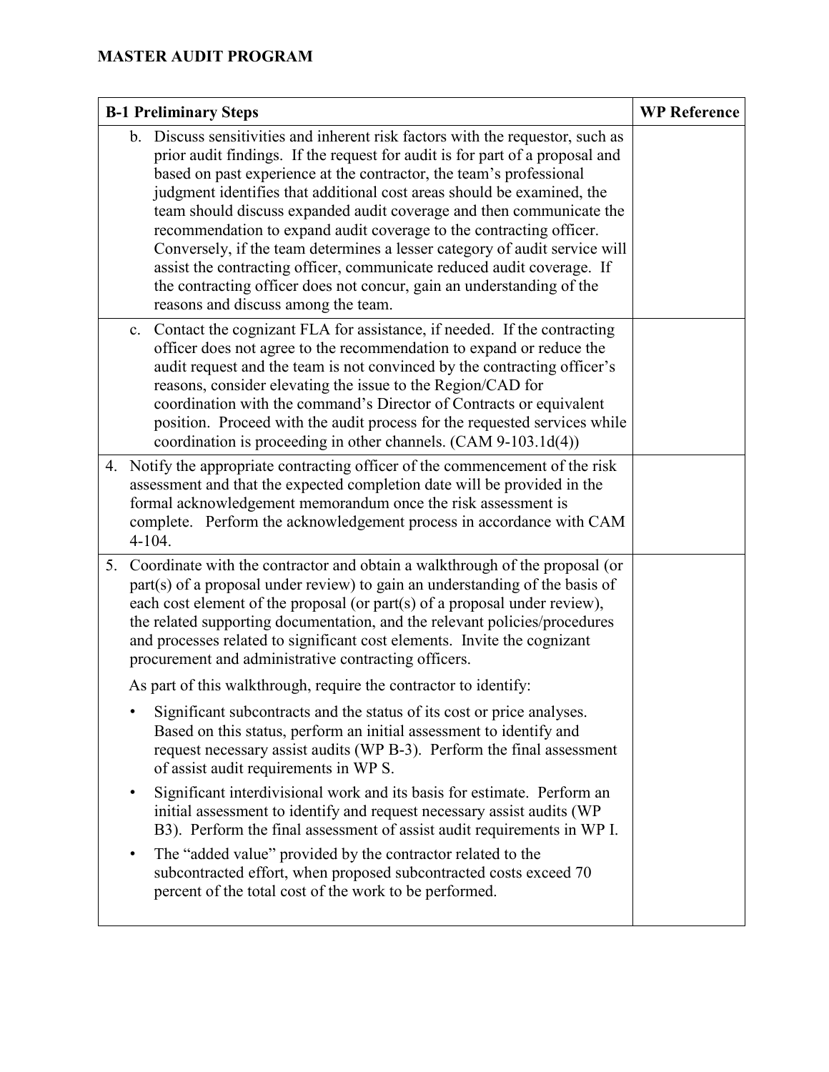## MASTER AUDIT PROGRAM

| B-1 Preliminary Steps | WP Reference |
|---|---|
| b. Discuss sensitivities and inherent risk factors with the requestor, such as prior audit findings. If the request for audit is for part of a proposal and based on past experience at the contractor, the team's professional judgment identifies that additional cost areas should be examined, the team should discuss expanded audit coverage and then communicate the recommendation to expand audit coverage to the contracting officer. Conversely, if the team determines a lesser category of audit service will assist the contracting officer, communicate reduced audit coverage. If the contracting officer does not concur, gain an understanding of the reasons and discuss among the team. | |
| c. Contact the cognizant FLA for assistance, if needed. If the contracting officer does not agree to the recommendation to expand or reduce the audit request and the team is not convinced by the contracting officer's reasons, consider elevating the issue to the Region/CAD for coordination with the command's Director of Contracts or equivalent position. Proceed with the audit process for the requested services while coordination is proceeding in other channels. (CAM 9-103.1d(4)) | |
| 4. Notify the appropriate contracting officer of the commencement of the risk assessment and that the expected completion date will be provided in the formal acknowledgement memorandum once the risk assessment is complete. Perform the acknowledgement process in accordance with CAM 4-104. | |
| 5. Coordinate with the contractor and obtain a walkthrough of the proposal (or part(s) of a proposal under review) to gain an understanding of the basis of each cost element of the proposal (or part(s) of a proposal under review), the related supporting documentation, and the relevant policies/procedures and processes related to significant cost elements. Invite the cognizant procurement and administrative contracting officers.<br><br>As part of this walkthrough, require the contractor to identify:<br><br>• Significant subcontracts and the status of its cost or price analyses. Based on this status, perform an initial assessment to identify and request necessary assist audits (WP B-3). Perform the final assessment of assist audit requirements in WP S.<br><br>• Significant interdivisional work and its basis for estimate. Perform an initial assessment to identify and request necessary assist audits (WP B3). Perform the final assessment of assist audit requirements in WP I.<br><br>• The "added value" provided by the contractor related to the subcontracted effort, when proposed subcontracted costs exceed 70 percent of the total cost of the work to be performed. | |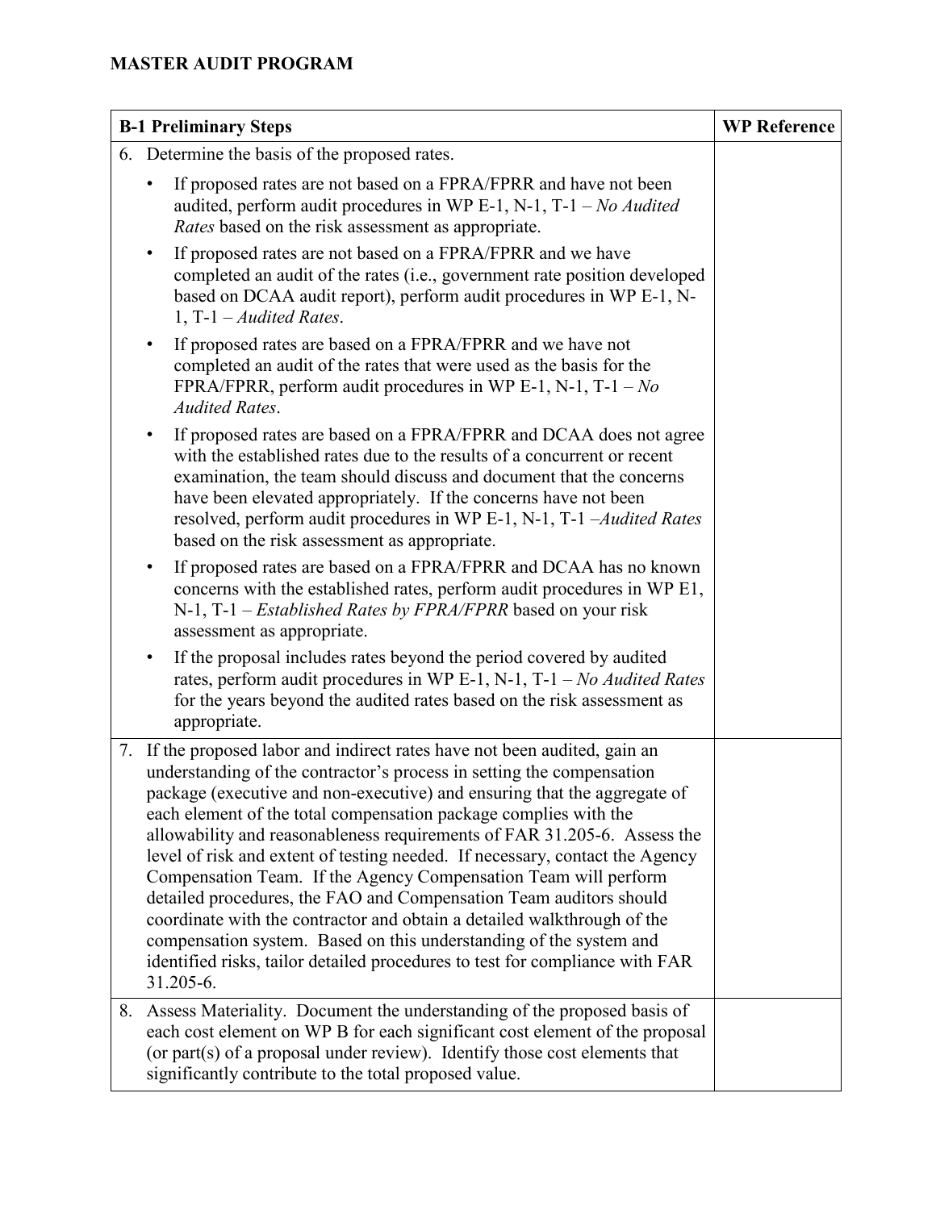**MASTER AUDIT PROGRAM**

| B-1 Preliminary Steps | WP Reference |
|---|---|
| 6. Determine the basis of the proposed rates.<br>• If proposed rates are not based on a FPRA/FPRR and have not been audited, perform audit procedures in WP E-1, N-1, T-1 – *No Audited Rates* based on the risk assessment as appropriate.<br>• If proposed rates are not based on a FPRA/FPRR and we have completed an audit of the rates (i.e., government rate position developed based on DCAA audit report), perform audit procedures in WP E-1, N-1, T-1 – *Audited Rates*.<br>• If proposed rates are based on a FPRA/FPRR and we have not completed an audit of the rates that were used as the basis for the FPRA/FPRR, perform audit procedures in WP E-1, N-1, T-1 – *No Audited Rates*.<br>• If proposed rates are based on a FPRA/FPRR and DCAA does not agree with the established rates due to the results of a concurrent or recent examination, the team should discuss and document that the concerns have been elevated appropriately. If the concerns have not been resolved, perform audit procedures in WP E-1, N-1, T-1 –*Audited Rates* based on the risk assessment as appropriate.<br>• If proposed rates are based on a FPRA/FPRR and DCAA has no known concerns with the established rates, perform audit procedures in WP E1, N-1, T-1 – *Established Rates by FPRA/FPRR* based on your risk assessment as appropriate.<br>• If the proposal includes rates beyond the period covered by audited rates, perform audit procedures in WP E-1, N-1, T-1 – *No Audited Rates* for the years beyond the audited rates based on the risk assessment as appropriate. | |
| 7. If the proposed labor and indirect rates have not been audited, gain an understanding of the contractor's process in setting the compensation package (executive and non-executive) and ensuring that the aggregate of each element of the total compensation package complies with the allowability and reasonableness requirements of FAR 31.205-6. Assess the level of risk and extent of testing needed. If necessary, contact the Agency Compensation Team. If the Agency Compensation Team will perform detailed procedures, the FAO and Compensation Team auditors should coordinate with the contractor and obtain a detailed walkthrough of the compensation system. Based on this understanding of the system and identified risks, tailor detailed procedures to test for compliance with FAR 31.205-6. | |
| 8. Assess Materiality. Document the understanding of the proposed basis of each cost element on WP B for each significant cost element of the proposal (or part(s) of a proposal under review). Identify those cost elements that significantly contribute to the total proposed value. | |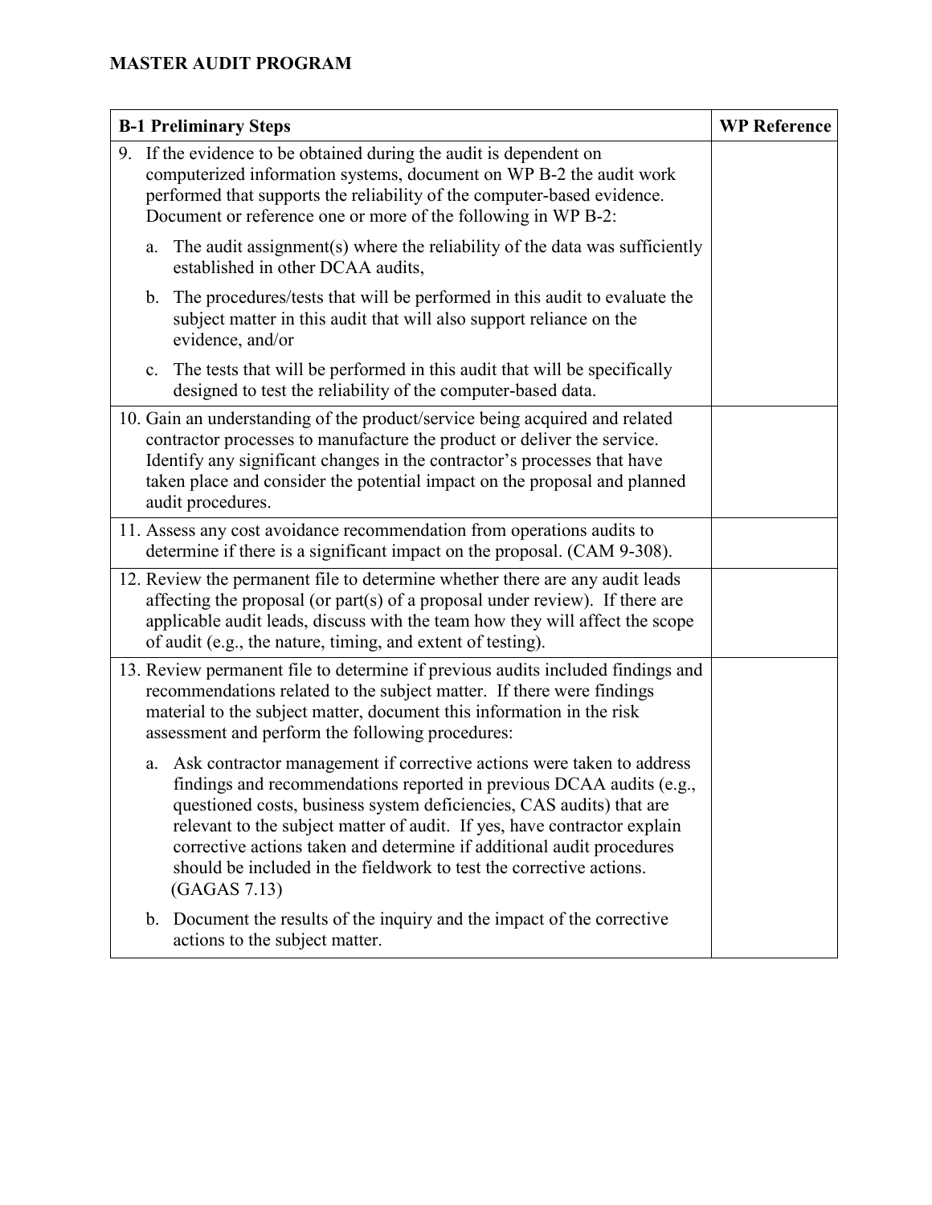**MASTER AUDIT PROGRAM**

| B-1 Preliminary Steps | WP Reference |
|---|---|
| 9. If the evidence to be obtained during the audit is dependent on computerized information systems, document on WP B-2 the audit work performed that supports the reliability of the computer-based evidence. Document or reference one or more of the following in WP B-2:<br><br>a. The audit assignment(s) where the reliability of the data was sufficiently established in other DCAA audits,<br><br>b. The procedures/tests that will be performed in this audit to evaluate the subject matter in this audit that will also support reliance on the evidence, and/or<br><br>c. The tests that will be performed in this audit that will be specifically designed to test the reliability of the computer-based data. | |
| 10. Gain an understanding of the product/service being acquired and related contractor processes to manufacture the product or deliver the service. Identify any significant changes in the contractor's processes that have taken place and consider the potential impact on the proposal and planned audit procedures. | |
| 11. Assess any cost avoidance recommendation from operations audits to determine if there is a significant impact on the proposal. (CAM 9-308). | |
| 12. Review the permanent file to determine whether there are any audit leads affecting the proposal (or part(s) of a proposal under review). If there are applicable audit leads, discuss with the team how they will affect the scope of audit (e.g., the nature, timing, and extent of testing). | |
| 13. Review permanent file to determine if previous audits included findings and recommendations related to the subject matter. If there were findings material to the subject matter, document this information in the risk assessment and perform the following procedures:<br><br>a. Ask contractor management if corrective actions were taken to address findings and recommendations reported in previous DCAA audits (e.g., questioned costs, business system deficiencies, CAS audits) that are relevant to the subject matter of audit. If yes, have contractor explain corrective actions taken and determine if additional audit procedures should be included in the fieldwork to test the corrective actions. (GAGAS 7.13)<br><br>b. Document the results of the inquiry and the impact of the corrective actions to the subject matter. | |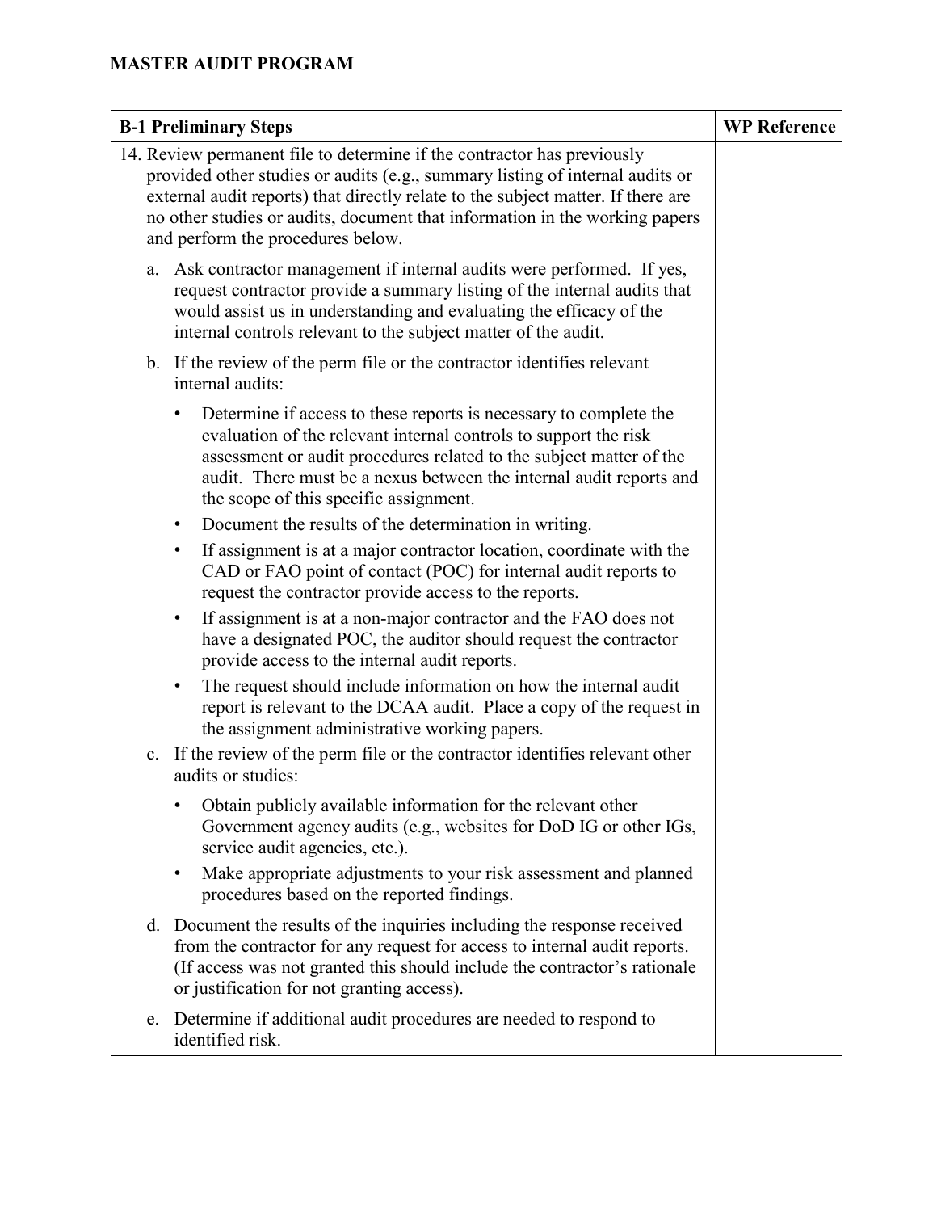# MASTER AUDIT PROGRAM

| B-1 Preliminary Steps | WP Reference |
|---|---|
| 14. Review permanent file to determine if the contractor has previously provided other studies or audits (e.g., summary listing of internal audits or external audit reports) that directly relate to the subject matter. If there are no other studies or audits, document that information in the working papers and perform the procedures below.<br><br>a. Ask contractor management if internal audits were performed. If yes, request contractor provide a summary listing of the internal audits that would assist us in understanding and evaluating the efficacy of the internal controls relevant to the subject matter of the audit.<br><br>b. If the review of the perm file or the contractor identifies relevant internal audits:<br>• Determine if access to these reports is necessary to complete the evaluation of the relevant internal controls to support the risk assessment or audit procedures related to the subject matter of the audit. There must be a nexus between the internal audit reports and the scope of this specific assignment.<br>• Document the results of the determination in writing.<br>• If assignment is at a major contractor location, coordinate with the CAD or FAO point of contact (POC) for internal audit reports to request the contractor provide access to the reports.<br>• If assignment is at a non-major contractor and the FAO does not have a designated POC, the auditor should request the contractor provide access to the internal audit reports.<br>• The request should include information on how the internal audit report is relevant to the DCAA audit. Place a copy of the request in the assignment administrative working papers.<br><br>c. If the review of the perm file or the contractor identifies relevant other audits or studies:<br>• Obtain publicly available information for the relevant other Government agency audits (e.g., websites for DoD IG or other IGs, service audit agencies, etc.).<br>• Make appropriate adjustments to your risk assessment and planned procedures based on the reported findings.<br><br>d. Document the results of the inquiries including the response received from the contractor for any request for access to internal audit reports. (If access was not granted this should include the contractor's rationale or justification for not granting access).<br><br>e. Determine if additional audit procedures are needed to respond to identified risk. | |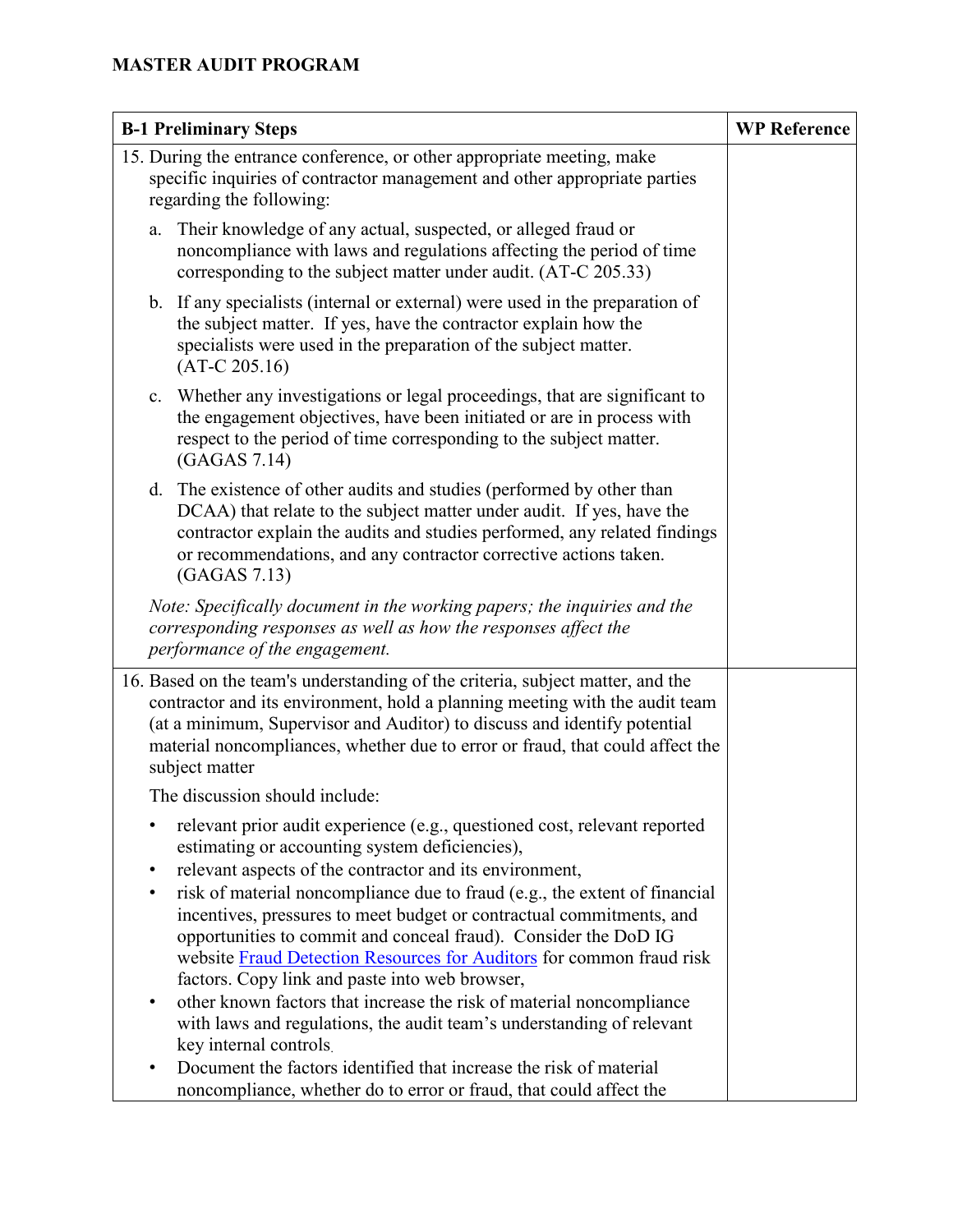## MASTER AUDIT PROGRAM

| B-1 Preliminary Steps | WP Reference |
|---|---|
| 15. During the entrance conference, or other appropriate meeting, make specific inquiries of contractor management and other appropriate parties regarding the following:<br><br>a. Their knowledge of any actual, suspected, or alleged fraud or noncompliance with laws and regulations affecting the period of time corresponding to the subject matter under audit. (AT-C 205.33)<br><br>b. If any specialists (internal or external) were used in the preparation of the subject matter. If yes, have the contractor explain how the specialists were used in the preparation of the subject matter. (AT-C 205.16)<br><br>c. Whether any investigations or legal proceedings, that are significant to the engagement objectives, have been initiated or are in process with respect to the period of time corresponding to the subject matter. (GAGAS 7.14)<br><br>d. The existence of other audits and studies (performed by other than DCAA) that relate to the subject matter under audit. If yes, have the contractor explain the audits and studies performed, any related findings or recommendations, and any contractor corrective actions taken. (GAGAS 7.13)<br><br>*Note: Specifically document in the working papers; the inquiries and the corresponding responses as well as how the responses affect the performance of the engagement.* | |
| 16. Based on the team's understanding of the criteria, subject matter, and the contractor and its environment, hold a planning meeting with the audit team (at a minimum, Supervisor and Auditor) to discuss and identify potential material noncompliances, whether due to error or fraud, that could affect the subject matter<br><br>The discussion should include:<br><br>• relevant prior audit experience (e.g., questioned cost, relevant reported estimating or accounting system deficiencies),<br>• relevant aspects of the contractor and its environment,<br>• risk of material noncompliance due to fraud (e.g., the extent of financial incentives, pressures to meet budget or contractual commitments, and opportunities to commit and conceal fraud). Consider the DoD IG website Fraud Detection Resources for Auditors for common fraud risk factors. Copy link and paste into web browser,<br>• other known factors that increase the risk of material noncompliance with laws and regulations, the audit team's understanding of relevant key internal controls.<br>• Document the factors identified that increase the risk of material noncompliance, whether do to error or fraud, that could affect the | |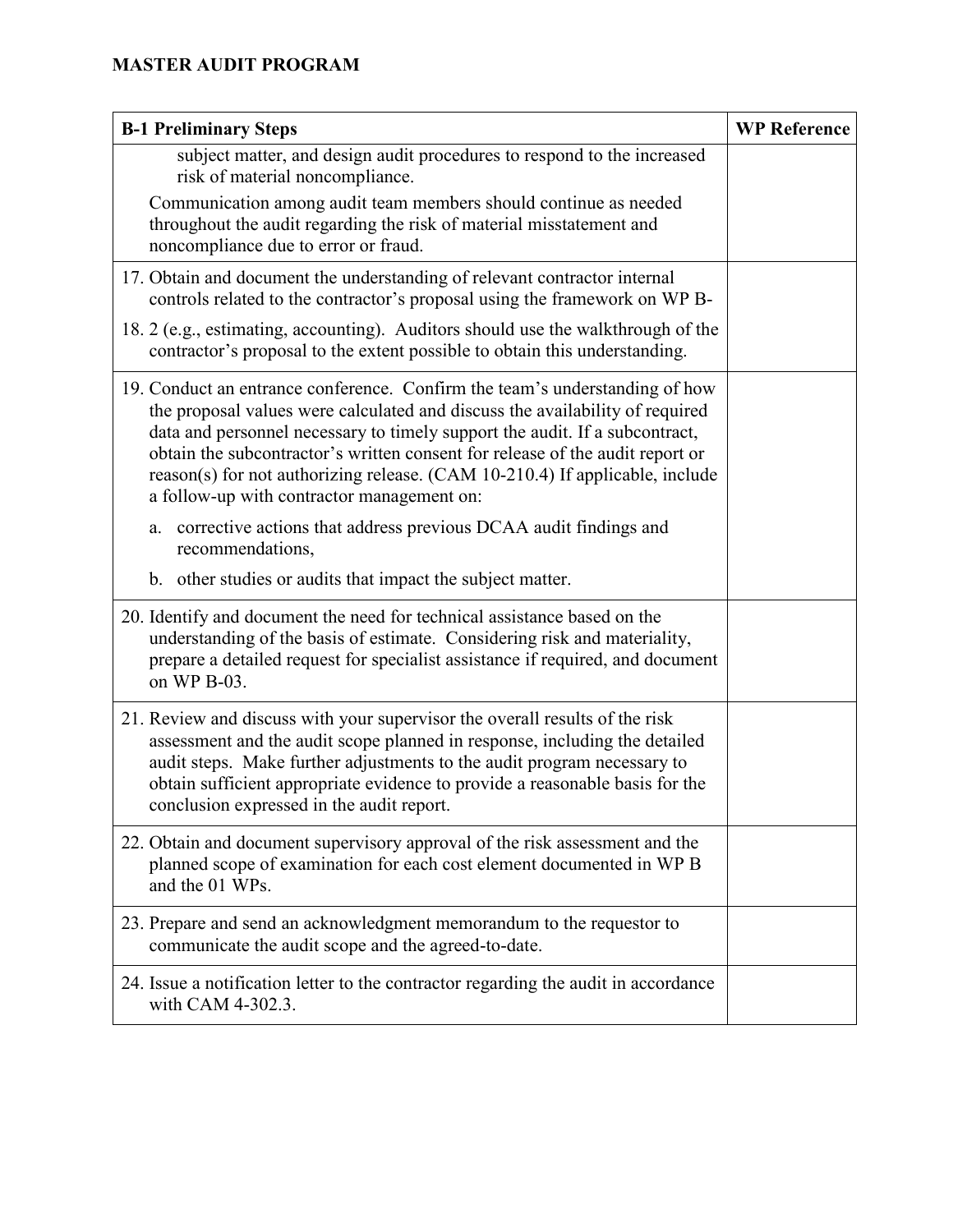**MASTER AUDIT PROGRAM**

| B-1 Preliminary Steps | WP Reference |
|---|---|
| subject matter, and design audit procedures to respond to the increased risk of material noncompliance.<br><br>Communication among audit team members should continue as needed throughout the audit regarding the risk of material misstatement and noncompliance due to error or fraud. | |
| 17. Obtain and document the understanding of relevant contractor internal controls related to the contractor's proposal using the framework on WP B-<br><br>18. 2 (e.g., estimating, accounting). Auditors should use the walkthrough of the contractor's proposal to the extent possible to obtain this understanding. | |
| 19. Conduct an entrance conference. Confirm the team's understanding of how the proposal values were calculated and discuss the availability of required data and personnel necessary to timely support the audit. If a subcontract, obtain the subcontractor's written consent for release of the audit report or reason(s) for not authorizing release. (CAM 10-210.4) If applicable, include a follow-up with contractor management on:<br><br>a. corrective actions that address previous DCAA audit findings and recommendations,<br><br>b. other studies or audits that impact the subject matter. | |
| 20. Identify and document the need for technical assistance based on the understanding of the basis of estimate. Considering risk and materiality, prepare a detailed request for specialist assistance if required, and document on WP B-03. | |
| 21. Review and discuss with your supervisor the overall results of the risk assessment and the audit scope planned in response, including the detailed audit steps. Make further adjustments to the audit program necessary to obtain sufficient appropriate evidence to provide a reasonable basis for the conclusion expressed in the audit report. | |
| 22. Obtain and document supervisory approval of the risk assessment and the planned scope of examination for each cost element documented in WP B and the 01 WPs. | |
| 23. Prepare and send an acknowledgment memorandum to the requestor to communicate the audit scope and the agreed-to-date. | |
| 24. Issue a notification letter to the contractor regarding the audit in accordance with CAM 4-302.3. | |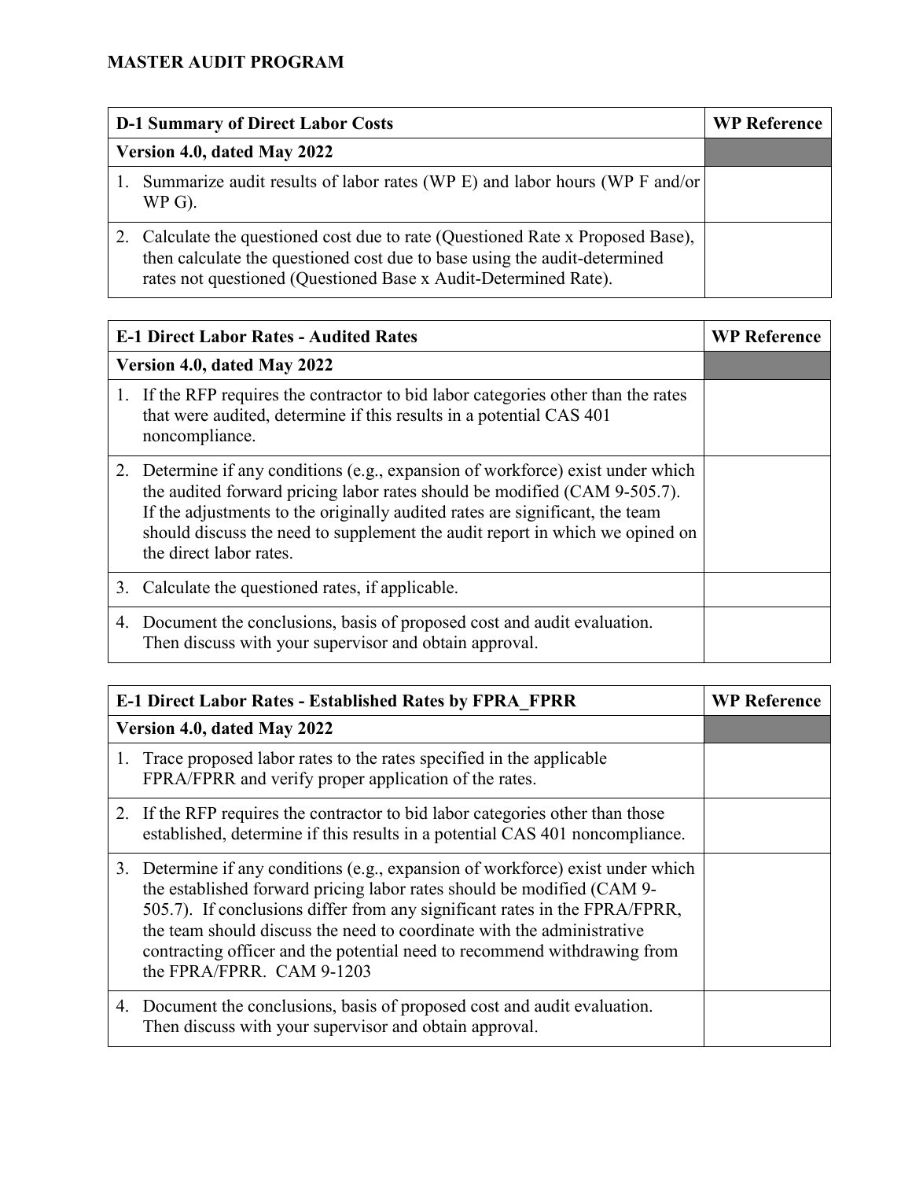**MASTER AUDIT PROGRAM**

| D-1 Summary of Direct Labor Costs | WP Reference |
|---|---|
| **Version 4.0, dated May 2022** | |
| 1. Summarize audit results of labor rates (WP E) and labor hours (WP F and/or WP G). | |
| 2. Calculate the questioned cost due to rate (Questioned Rate x Proposed Base), then calculate the questioned cost due to base using the audit-determined rates not questioned (Questioned Base x Audit-Determined Rate). | |

| E-1 Direct Labor Rates - Audited Rates | WP Reference |
|---|---|
| **Version 4.0, dated May 2022** | |
| 1. If the RFP requires the contractor to bid labor categories other than the rates that were audited, determine if this results in a potential CAS 401 noncompliance. | |
| 2. Determine if any conditions (e.g., expansion of workforce) exist under which the audited forward pricing labor rates should be modified (CAM 9-505.7). If the adjustments to the originally audited rates are significant, the team should discuss the need to supplement the audit report in which we opined on the direct labor rates. | |
| 3. Calculate the questioned rates, if applicable. | |
| 4. Document the conclusions, basis of proposed cost and audit evaluation. Then discuss with your supervisor and obtain approval. | |

| E-1 Direct Labor Rates - Established Rates by FPRA_FPRR | WP Reference |
|---|---|
| **Version 4.0, dated May 2022** | |
| 1. Trace proposed labor rates to the rates specified in the applicable FPRA/FPRR and verify proper application of the rates. | |
| 2. If the RFP requires the contractor to bid labor categories other than those established, determine if this results in a potential CAS 401 noncompliance. | |
| 3. Determine if any conditions (e.g., expansion of workforce) exist under which the established forward pricing labor rates should be modified (CAM 9-505.7). If conclusions differ from any significant rates in the FPRA/FPRR, the team should discuss the need to coordinate with the administrative contracting officer and the potential need to recommend withdrawing from the FPRA/FPRR. CAM 9-1203 | |
| 4. Document the conclusions, basis of proposed cost and audit evaluation. Then discuss with your supervisor and obtain approval. | |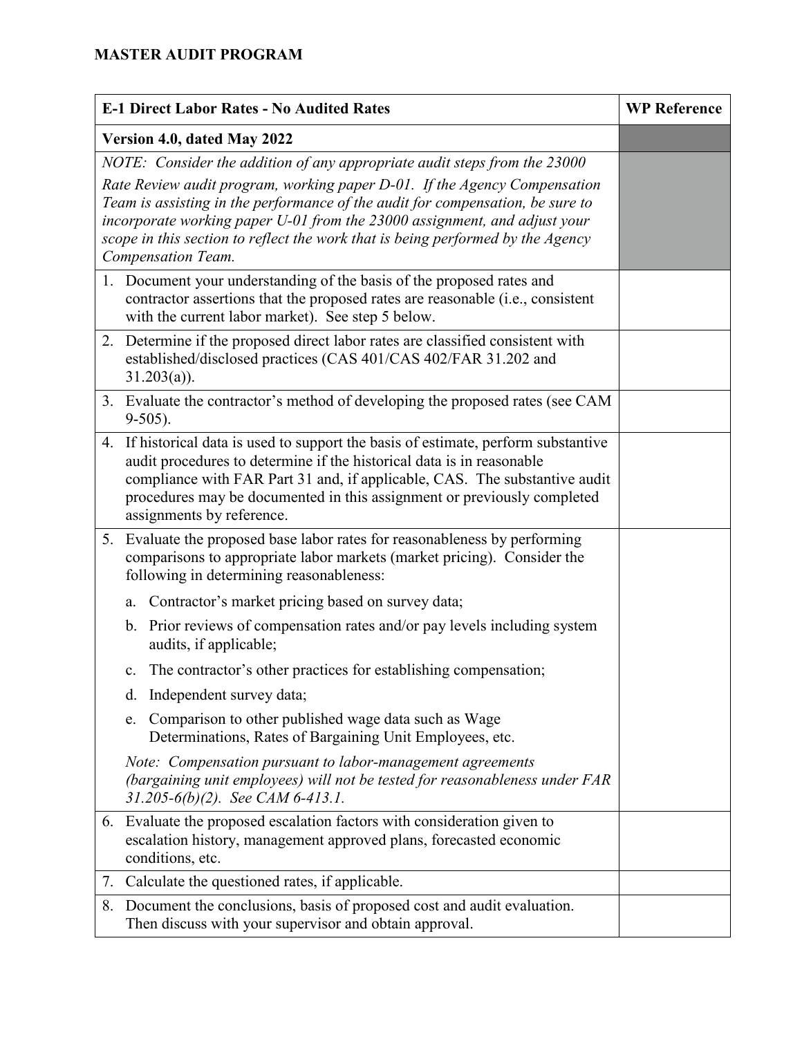**MASTER AUDIT PROGRAM**

| E-1 Direct Labor Rates - No Audited Rates | WP Reference |
|---|---|
| **Version 4.0, dated May 2022** | |
| *NOTE: Consider the addition of any appropriate audit steps from the 23000 Rate Review audit program, working paper D-01. If the Agency Compensation Team is assisting in the performance of the audit for compensation, be sure to incorporate working paper U-01 from the 23000 assignment, and adjust your scope in this section to reflect the work that is being performed by the Agency Compensation Team.* | |
| 1. Document your understanding of the basis of the proposed rates and contractor assertions that the proposed rates are reasonable (i.e., consistent with the current labor market). See step 5 below. | |
| 2. Determine if the proposed direct labor rates are classified consistent with established/disclosed practices (CAS 401/CAS 402/FAR 31.202 and 31.203(a)). | |
| 3. Evaluate the contractor's method of developing the proposed rates (see CAM 9-505). | |
| 4. If historical data is used to support the basis of estimate, perform substantive audit procedures to determine if the historical data is in reasonable compliance with FAR Part 31 and, if applicable, CAS. The substantive audit procedures may be documented in this assignment or previously completed assignments by reference. | |
| 5. Evaluate the proposed base labor rates for reasonableness by performing comparisons to appropriate labor markets (market pricing). Consider the following in determining reasonableness:<br>a. Contractor's market pricing based on survey data;<br>b. Prior reviews of compensation rates and/or pay levels including system audits, if applicable;<br>c. The contractor's other practices for establishing compensation;<br>d. Independent survey data;<br>e. Comparison to other published wage data such as Wage Determinations, Rates of Bargaining Unit Employees, etc.<br>*Note: Compensation pursuant to labor-management agreements (bargaining unit employees) will not be tested for reasonableness under FAR 31.205-6(b)(2). See CAM 6-413.1.* | |
| 6. Evaluate the proposed escalation factors with consideration given to escalation history, management approved plans, forecasted economic conditions, etc. | |
| 7. Calculate the questioned rates, if applicable. | |
| 8. Document the conclusions, basis of proposed cost and audit evaluation. Then discuss with your supervisor and obtain approval. | |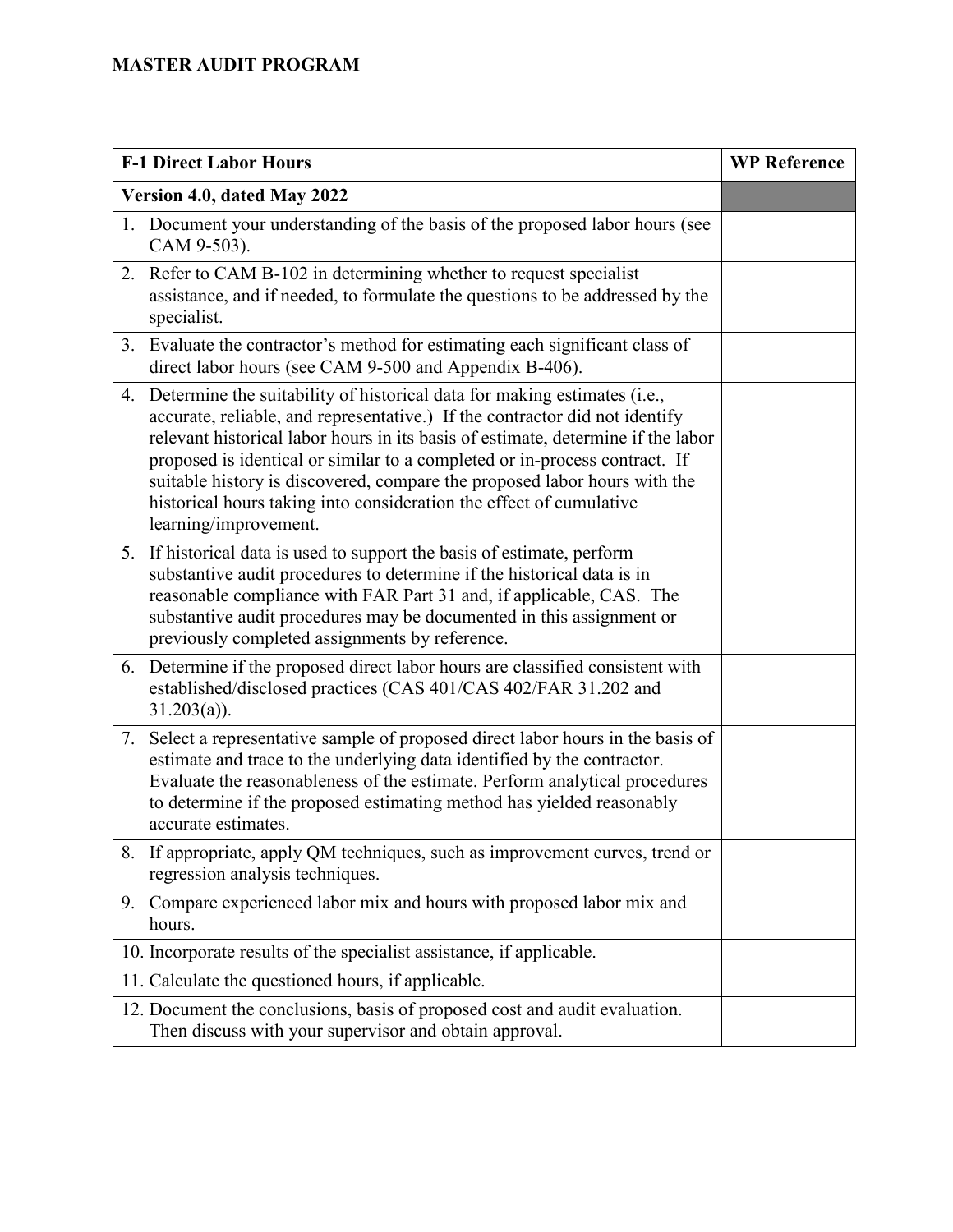**MASTER AUDIT PROGRAM**

| F-1 Direct Labor Hours | WP Reference |
|---|---|
| **Version 4.0, dated May 2022** | |
| 1. Document your understanding of the basis of the proposed labor hours (see CAM 9-503). | |
| 2. Refer to CAM B-102 in determining whether to request specialist assistance, and if needed, to formulate the questions to be addressed by the specialist. | |
| 3. Evaluate the contractor's method for estimating each significant class of direct labor hours (see CAM 9-500 and Appendix B-406). | |
| 4. Determine the suitability of historical data for making estimates (i.e., accurate, reliable, and representative.) If the contractor did not identify relevant historical labor hours in its basis of estimate, determine if the labor proposed is identical or similar to a completed or in-process contract. If suitable history is discovered, compare the proposed labor hours with the historical hours taking into consideration the effect of cumulative learning/improvement. | |
| 5. If historical data is used to support the basis of estimate, perform substantive audit procedures to determine if the historical data is in reasonable compliance with FAR Part 31 and, if applicable, CAS. The substantive audit procedures may be documented in this assignment or previously completed assignments by reference. | |
| 6. Determine if the proposed direct labor hours are classified consistent with established/disclosed practices (CAS 401/CAS 402/FAR 31.202 and 31.203(a)). | |
| 7. Select a representative sample of proposed direct labor hours in the basis of estimate and trace to the underlying data identified by the contractor. Evaluate the reasonableness of the estimate. Perform analytical procedures to determine if the proposed estimating method has yielded reasonably accurate estimates. | |
| 8. If appropriate, apply QM techniques, such as improvement curves, trend or regression analysis techniques. | |
| 9. Compare experienced labor mix and hours with proposed labor mix and hours. | |
| 10. Incorporate results of the specialist assistance, if applicable. | |
| 11. Calculate the questioned hours, if applicable. | |
| 12. Document the conclusions, basis of proposed cost and audit evaluation. Then discuss with your supervisor and obtain approval. | |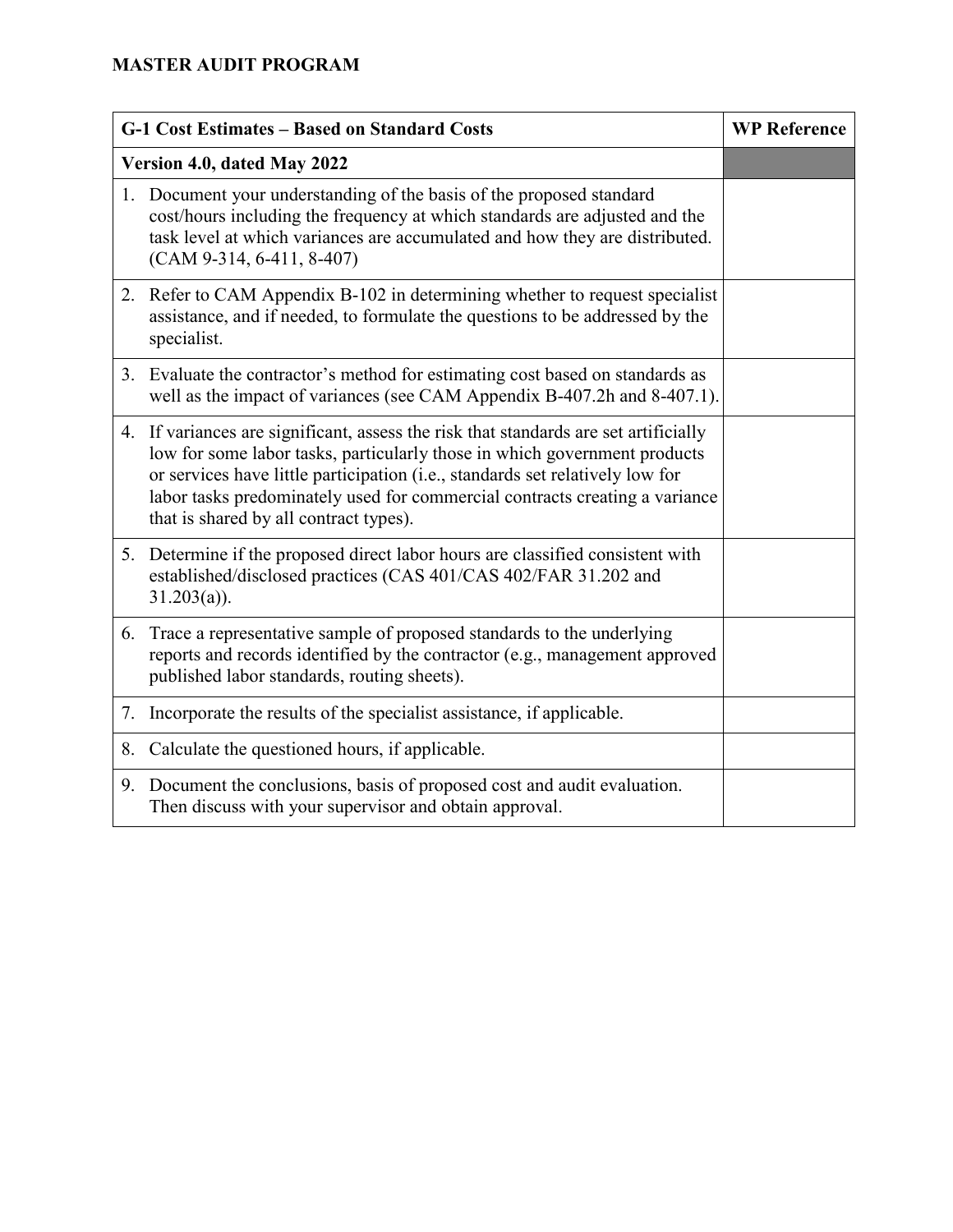**MASTER AUDIT PROGRAM**

| G-1 Cost Estimates – Based on Standard Costs | WP Reference |
|---|---|
| **Version 4.0, dated May 2022** | |
| 1. Document your understanding of the basis of the proposed standard cost/hours including the frequency at which standards are adjusted and the task level at which variances are accumulated and how they are distributed. (CAM 9-314, 6-411, 8-407) | |
| 2. Refer to CAM Appendix B-102 in determining whether to request specialist assistance, and if needed, to formulate the questions to be addressed by the specialist. | |
| 3. Evaluate the contractor's method for estimating cost based on standards as well as the impact of variances (see CAM Appendix B-407.2h and 8-407.1). | |
| 4. If variances are significant, assess the risk that standards are set artificially low for some labor tasks, particularly those in which government products or services have little participation (i.e., standards set relatively low for labor tasks predominately used for commercial contracts creating a variance that is shared by all contract types). | |
| 5. Determine if the proposed direct labor hours are classified consistent with established/disclosed practices (CAS 401/CAS 402/FAR 31.202 and 31.203(a)). | |
| 6. Trace a representative sample of proposed standards to the underlying reports and records identified by the contractor (e.g., management approved published labor standards, routing sheets). | |
| 7. Incorporate the results of the specialist assistance, if applicable. | |
| 8. Calculate the questioned hours, if applicable. | |
| 9. Document the conclusions, basis of proposed cost and audit evaluation. Then discuss with your supervisor and obtain approval. | |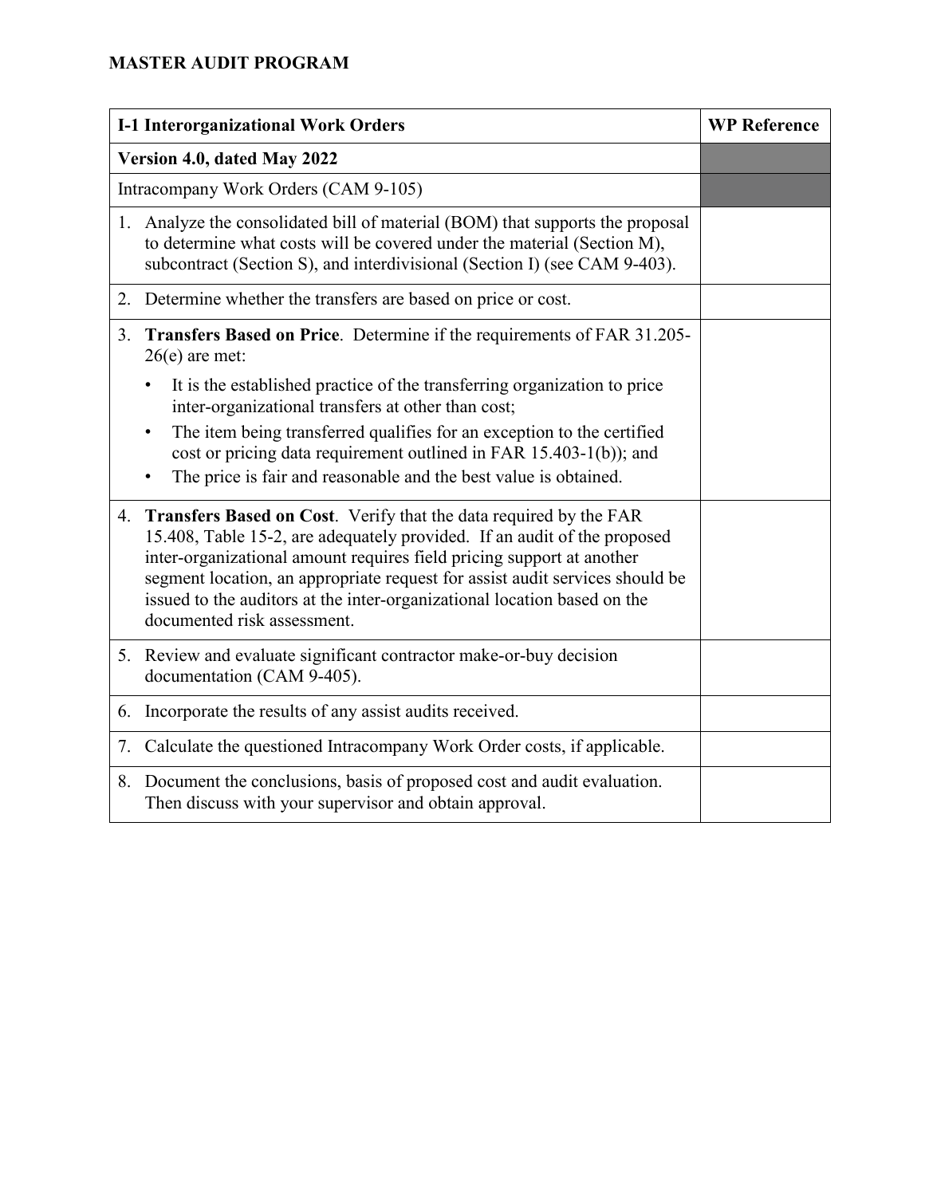**MASTER AUDIT PROGRAM**

| I-1 Interorganizational Work Orders | WP Reference |
|---|---|
| **Version 4.0, dated May 2022** | |
| Intracompany Work Orders (CAM 9-105) | |
| 1. Analyze the consolidated bill of material (BOM) that supports the proposal to determine what costs will be covered under the material (Section M), subcontract (Section S), and interdivisional (Section I) (see CAM 9-403). | |
| 2. Determine whether the transfers are based on price or cost. | |
| 3. **Transfers Based on Price**. Determine if the requirements of FAR 31.205-26(e) are met:<br>• It is the established practice of the transferring organization to price inter-organizational transfers at other than cost;<br>• The item being transferred qualifies for an exception to the certified cost or pricing data requirement outlined in FAR 15.403-1(b)); and<br>• The price is fair and reasonable and the best value is obtained. | |
| 4. **Transfers Based on Cost**. Verify that the data required by the FAR 15.408, Table 15-2, are adequately provided. If an audit of the proposed inter-organizational amount requires field pricing support at another segment location, an appropriate request for assist audit services should be issued to the auditors at the inter-organizational location based on the documented risk assessment. | |
| 5. Review and evaluate significant contractor make-or-buy decision documentation (CAM 9-405). | |
| 6. Incorporate the results of any assist audits received. | |
| 7. Calculate the questioned Intracompany Work Order costs, if applicable. | |
| 8. Document the conclusions, basis of proposed cost and audit evaluation. Then discuss with your supervisor and obtain approval. | |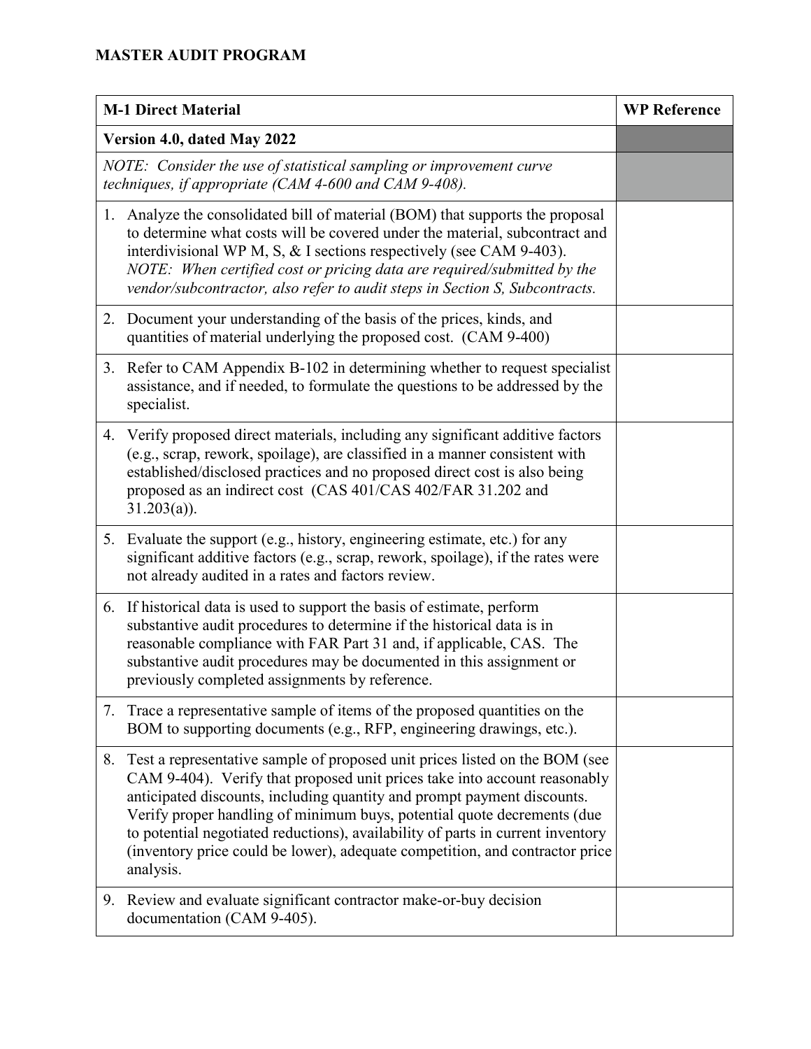**MASTER AUDIT PROGRAM**

| **M-1 Direct Material** | **WP Reference** |
| --- | --- |
| **Version 4.0, dated May 2022** | |
| *NOTE: Consider the use of statistical sampling or improvement curve techniques, if appropriate (CAM 4-600 and CAM 9-408).* | |
| 1. Analyze the consolidated bill of material (BOM) that supports the proposal to determine what costs will be covered under the material, subcontract and interdivisional WP M, S, & I sections respectively (see CAM 9-403). *NOTE: When certified cost or pricing data are required/submitted by the vendor/subcontractor, also refer to audit steps in Section S, Subcontracts.* | |
| 2. Document your understanding of the basis of the prices, kinds, and quantities of material underlying the proposed cost. (CAM 9-400) | |
| 3. Refer to CAM Appendix B-102 in determining whether to request specialist assistance, and if needed, to formulate the questions to be addressed by the specialist. | |
| 4. Verify proposed direct materials, including any significant additive factors (e.g., scrap, rework, spoilage), are classified in a manner consistent with established/disclosed practices and no proposed direct cost is also being proposed as an indirect cost (CAS 401/CAS 402/FAR 31.202 and 31.203(a)). | |
| 5. Evaluate the support (e.g., history, engineering estimate, etc.) for any significant additive factors (e.g., scrap, rework, spoilage), if the rates were not already audited in a rates and factors review. | |
| 6. If historical data is used to support the basis of estimate, perform substantive audit procedures to determine if the historical data is in reasonable compliance with FAR Part 31 and, if applicable, CAS. The substantive audit procedures may be documented in this assignment or previously completed assignments by reference. | |
| 7. Trace a representative sample of items of the proposed quantities on the BOM to supporting documents (e.g., RFP, engineering drawings, etc.). | |
| 8. Test a representative sample of proposed unit prices listed on the BOM (see CAM 9-404). Verify that proposed unit prices take into account reasonably anticipated discounts, including quantity and prompt payment discounts. Verify proper handling of minimum buys, potential quote decrements (due to potential negotiated reductions), availability of parts in current inventory (inventory price could be lower), adequate competition, and contractor price analysis. | |
| 9. Review and evaluate significant contractor make-or-buy decision documentation (CAM 9-405). | |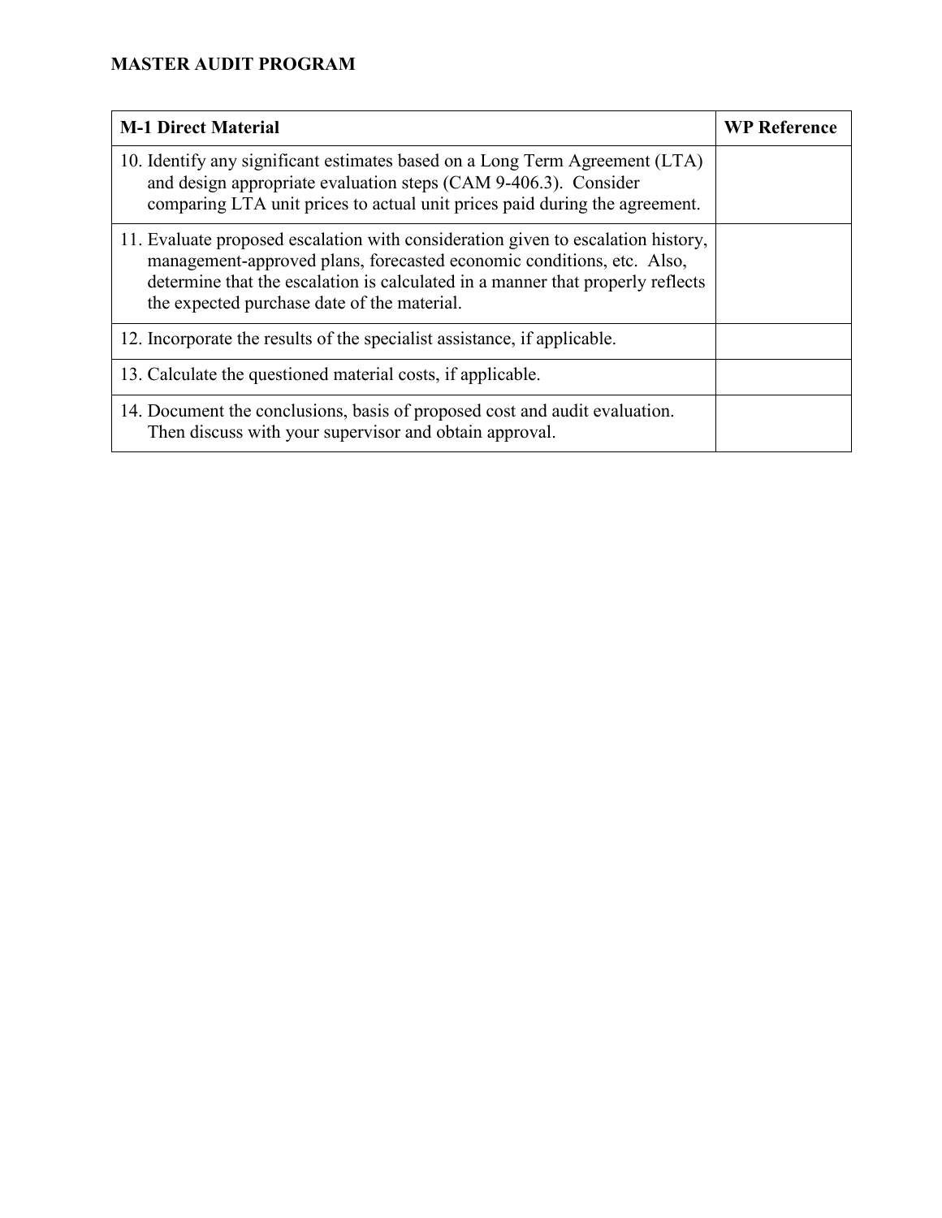**MASTER AUDIT PROGRAM**

| M-1 Direct Material | WP Reference |
|---|---|
| 10. Identify any significant estimates based on a Long Term Agreement (LTA) and design appropriate evaluation steps (CAM 9-406.3). Consider comparing LTA unit prices to actual unit prices paid during the agreement. | |
| 11. Evaluate proposed escalation with consideration given to escalation history, management-approved plans, forecasted economic conditions, etc. Also, determine that the escalation is calculated in a manner that properly reflects the expected purchase date of the material. | |
| 12. Incorporate the results of the specialist assistance, if applicable. | |
| 13. Calculate the questioned material costs, if applicable. | |
| 14. Document the conclusions, basis of proposed cost and audit evaluation. Then discuss with your supervisor and obtain approval. | |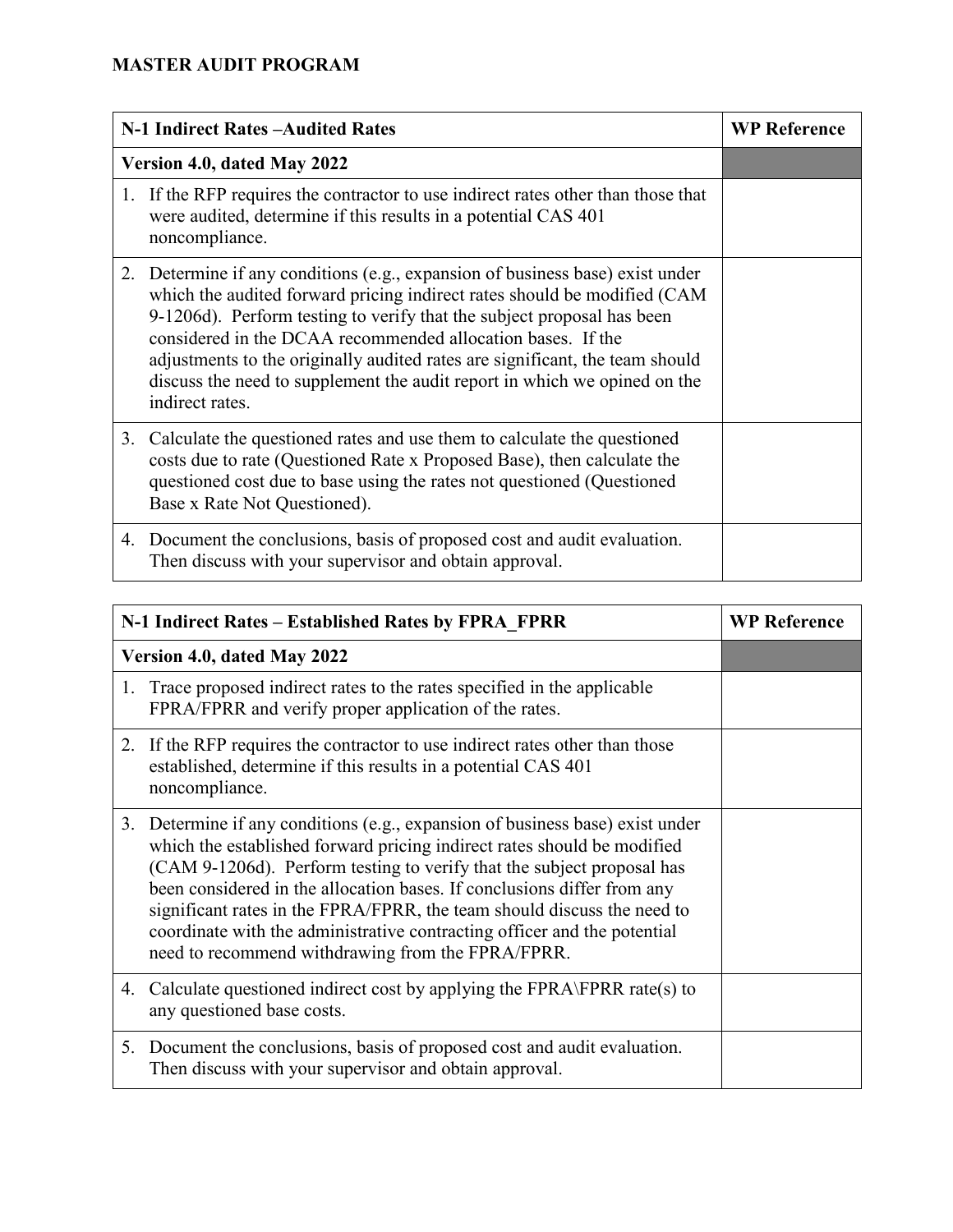**MASTER AUDIT PROGRAM**

| N-1 Indirect Rates –Audited Rates | WP Reference |
|---|---|
| **Version 4.0, dated May 2022** | |
| 1. If the RFP requires the contractor to use indirect rates other than those that were audited, determine if this results in a potential CAS 401 noncompliance. | |
| 2. Determine if any conditions (e.g., expansion of business base) exist under which the audited forward pricing indirect rates should be modified (CAM 9-1206d). Perform testing to verify that the subject proposal has been considered in the DCAA recommended allocation bases. If the adjustments to the originally audited rates are significant, the team should discuss the need to supplement the audit report in which we opined on the indirect rates. | |
| 3. Calculate the questioned rates and use them to calculate the questioned costs due to rate (Questioned Rate x Proposed Base), then calculate the questioned cost due to base using the rates not questioned (Questioned Base x Rate Not Questioned). | |
| 4. Document the conclusions, basis of proposed cost and audit evaluation. Then discuss with your supervisor and obtain approval. | |

| N-1 Indirect Rates – Established Rates by FPRA_FPRR | WP Reference |
|---|---|
| **Version 4.0, dated May 2022** | |
| 1. Trace proposed indirect rates to the rates specified in the applicable FPRA/FPRR and verify proper application of the rates. | |
| 2. If the RFP requires the contractor to use indirect rates other than those established, determine if this results in a potential CAS 401 noncompliance. | |
| 3. Determine if any conditions (e.g., expansion of business base) exist under which the established forward pricing indirect rates should be modified (CAM 9-1206d). Perform testing to verify that the subject proposal has been considered in the allocation bases. If conclusions differ from any significant rates in the FPRA/FPRR, the team should discuss the need to coordinate with the administrative contracting officer and the potential need to recommend withdrawing from the FPRA/FPRR. | |
| 4. Calculate questioned indirect cost by applying the FPRA\FPRR rate(s) to any questioned base costs. | |
| 5. Document the conclusions, basis of proposed cost and audit evaluation. Then discuss with your supervisor and obtain approval. | |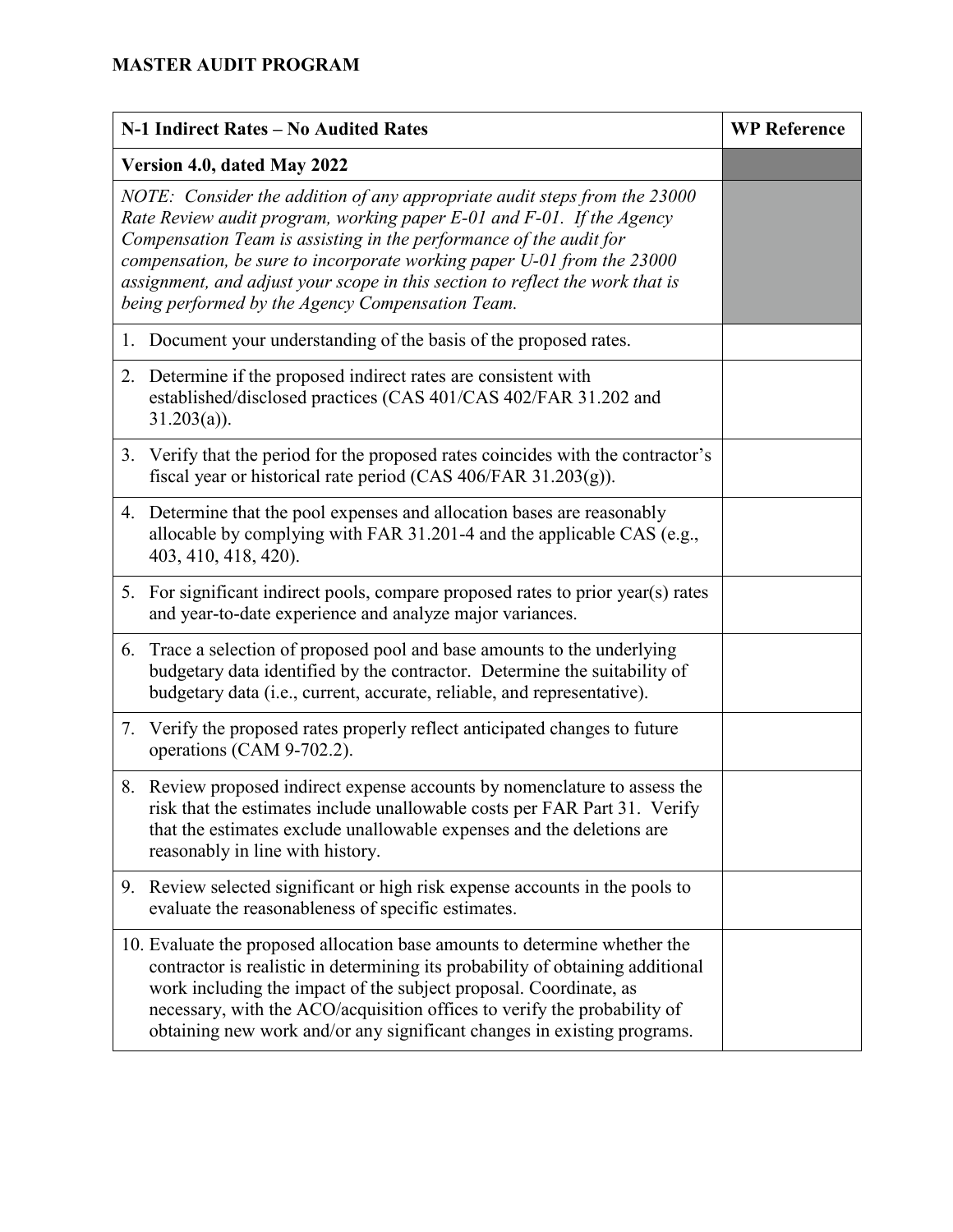**MASTER AUDIT PROGRAM**

| N-1 Indirect Rates – No Audited Rates | WP Reference |
|---|---|
| **Version 4.0, dated May 2022** | |
| *NOTE: Consider the addition of any appropriate audit steps from the 23000 Rate Review audit program, working paper E-01 and F-01. If the Agency Compensation Team is assisting in the performance of the audit for compensation, be sure to incorporate working paper U-01 from the 23000 assignment, and adjust your scope in this section to reflect the work that is being performed by the Agency Compensation Team.* | |
| 1. Document your understanding of the basis of the proposed rates. | |
| 2. Determine if the proposed indirect rates are consistent with established/disclosed practices (CAS 401/CAS 402/FAR 31.202 and 31.203(a)). | |
| 3. Verify that the period for the proposed rates coincides with the contractor's fiscal year or historical rate period (CAS 406/FAR 31.203(g)). | |
| 4. Determine that the pool expenses and allocation bases are reasonably allocable by complying with FAR 31.201-4 and the applicable CAS (e.g., 403, 410, 418, 420). | |
| 5. For significant indirect pools, compare proposed rates to prior year(s) rates and year-to-date experience and analyze major variances. | |
| 6. Trace a selection of proposed pool and base amounts to the underlying budgetary data identified by the contractor. Determine the suitability of budgetary data (i.e., current, accurate, reliable, and representative). | |
| 7. Verify the proposed rates properly reflect anticipated changes to future operations (CAM 9-702.2). | |
| 8. Review proposed indirect expense accounts by nomenclature to assess the risk that the estimates include unallowable costs per FAR Part 31. Verify that the estimates exclude unallowable expenses and the deletions are reasonably in line with history. | |
| 9. Review selected significant or high risk expense accounts in the pools to evaluate the reasonableness of specific estimates. | |
| 10. Evaluate the proposed allocation base amounts to determine whether the contractor is realistic in determining its probability of obtaining additional work including the impact of the subject proposal. Coordinate, as necessary, with the ACO/acquisition offices to verify the probability of obtaining new work and/or any significant changes in existing programs. | |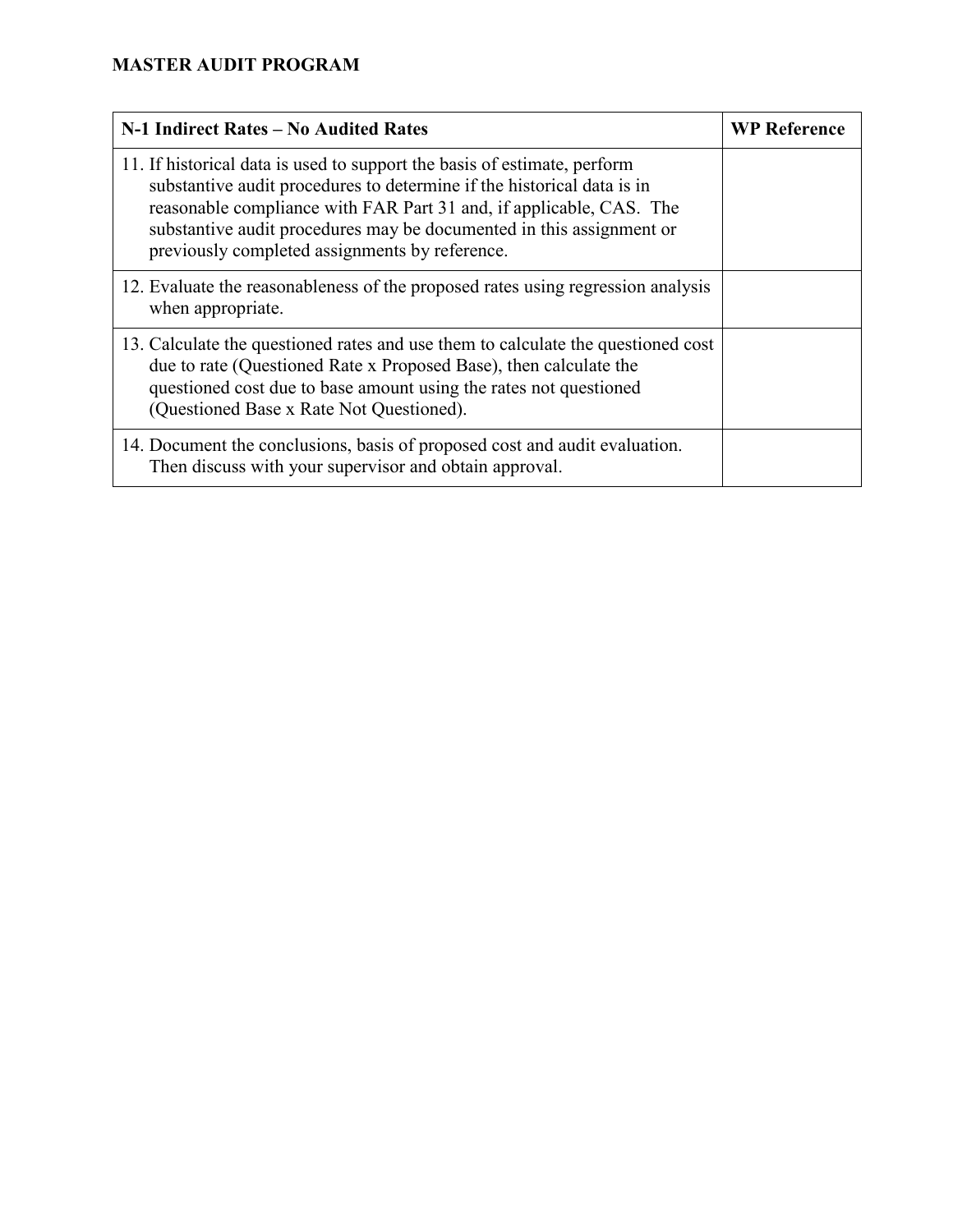**MASTER AUDIT PROGRAM**

| N-1 Indirect Rates – No Audited Rates | WP Reference |
|---|---|
| 11. If historical data is used to support the basis of estimate, perform substantive audit procedures to determine if the historical data is in reasonable compliance with FAR Part 31 and, if applicable, CAS. The substantive audit procedures may be documented in this assignment or previously completed assignments by reference. | |
| 12. Evaluate the reasonableness of the proposed rates using regression analysis when appropriate. | |
| 13. Calculate the questioned rates and use them to calculate the questioned cost due to rate (Questioned Rate x Proposed Base), then calculate the questioned cost due to base amount using the rates not questioned (Questioned Base x Rate Not Questioned). | |
| 14. Document the conclusions, basis of proposed cost and audit evaluation. Then discuss with your supervisor and obtain approval. | |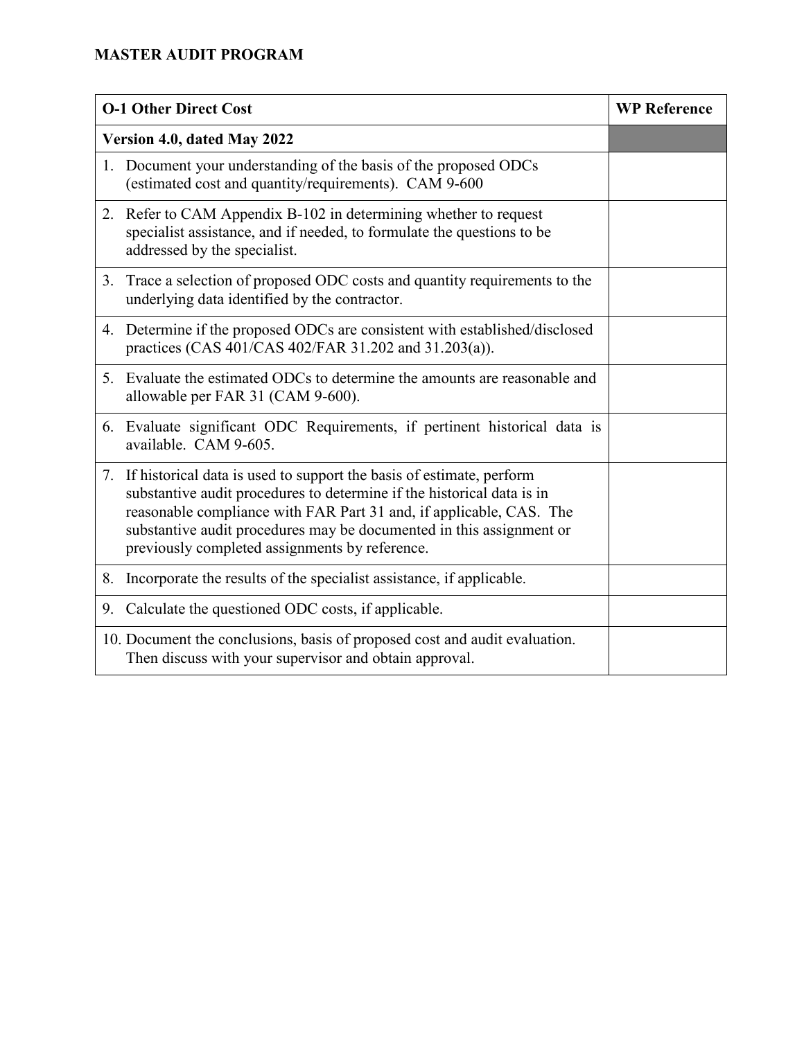## MASTER AUDIT PROGRAM

| O-1 Other Direct Cost | WP Reference |
|---|---|
| **Version 4.0, dated May 2022** | |
| 1. Document your understanding of the basis of the proposed ODCs (estimated cost and quantity/requirements). CAM 9-600 | |
| 2. Refer to CAM Appendix B-102 in determining whether to request specialist assistance, and if needed, to formulate the questions to be addressed by the specialist. | |
| 3. Trace a selection of proposed ODC costs and quantity requirements to the underlying data identified by the contractor. | |
| 4. Determine if the proposed ODCs are consistent with established/disclosed practices (CAS 401/CAS 402/FAR 31.202 and 31.203(a)). | |
| 5. Evaluate the estimated ODCs to determine the amounts are reasonable and allowable per FAR 31 (CAM 9-600). | |
| 6. Evaluate significant ODC Requirements, if pertinent historical data is available. CAM 9-605. | |
| 7. If historical data is used to support the basis of estimate, perform substantive audit procedures to determine if the historical data is in reasonable compliance with FAR Part 31 and, if applicable, CAS. The substantive audit procedures may be documented in this assignment or previously completed assignments by reference. | |
| 8. Incorporate the results of the specialist assistance, if applicable. | |
| 9. Calculate the questioned ODC costs, if applicable. | |
| 10. Document the conclusions, basis of proposed cost and audit evaluation. Then discuss with your supervisor and obtain approval. | |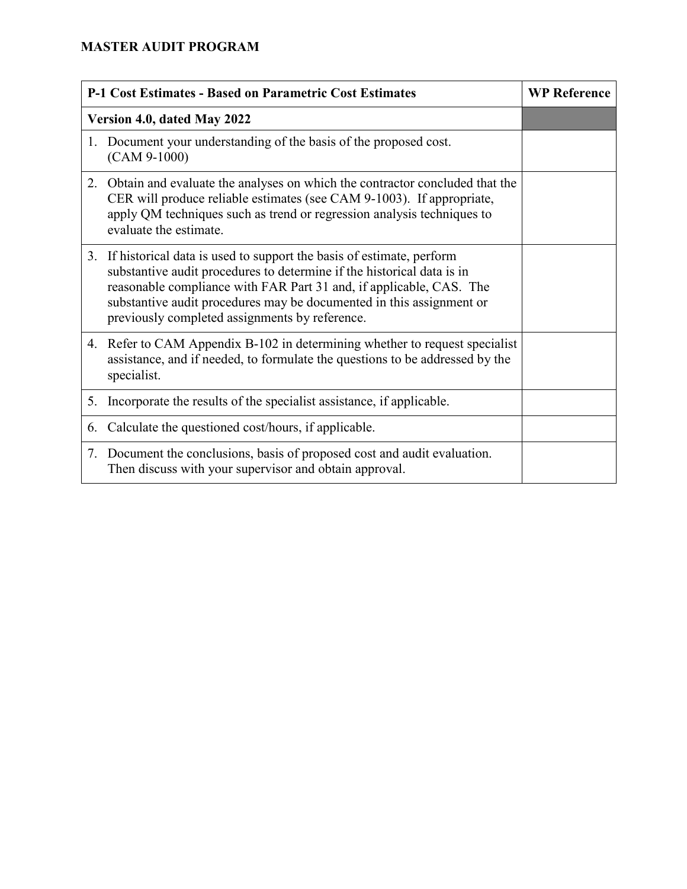**MASTER AUDIT PROGRAM**

| P-1 Cost Estimates - Based on Parametric Cost Estimates | WP Reference |
|---|---|
| **Version 4.0, dated May 2022** | |
| 1. Document your understanding of the basis of the proposed cost. (CAM 9-1000) | |
| 2. Obtain and evaluate the analyses on which the contractor concluded that the CER will produce reliable estimates (see CAM 9-1003). If appropriate, apply QM techniques such as trend or regression analysis techniques to evaluate the estimate. | |
| 3. If historical data is used to support the basis of estimate, perform substantive audit procedures to determine if the historical data is in reasonable compliance with FAR Part 31 and, if applicable, CAS. The substantive audit procedures may be documented in this assignment or previously completed assignments by reference. | |
| 4. Refer to CAM Appendix B-102 in determining whether to request specialist assistance, and if needed, to formulate the questions to be addressed by the specialist. | |
| 5. Incorporate the results of the specialist assistance, if applicable. | |
| 6. Calculate the questioned cost/hours, if applicable. | |
| 7. Document the conclusions, basis of proposed cost and audit evaluation. Then discuss with your supervisor and obtain approval. | |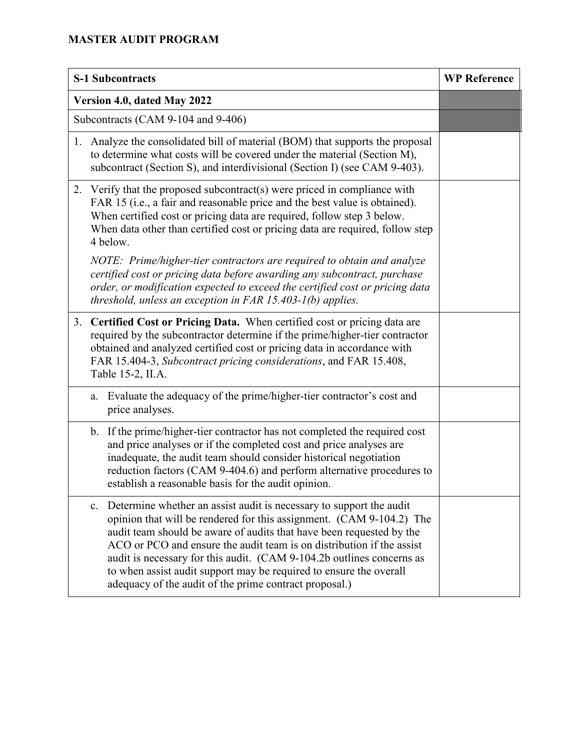**MASTER AUDIT PROGRAM**

| **S-1 Subcontracts** | **WP Reference** |
|---|---|
| **Version 4.0, dated May 2022** | |
| Subcontracts (CAM 9-104 and 9-406) | |
| 1. Analyze the consolidated bill of material (BOM) that supports the proposal to determine what costs will be covered under the material (Section M), subcontract (Section S), and interdivisional (Section I) (see CAM 9-403). | |
| 2. Verify that the proposed subcontract(s) were priced in compliance with FAR 15 (i.e., a fair and reasonable price and the best value is obtained). When certified cost or pricing data are required, follow step 3 below. When data other than certified cost or pricing data are required, follow step 4 below.<br><br>*NOTE: Prime/higher-tier contractors are required to obtain and analyze certified cost or pricing data before awarding any subcontract, purchase order, or modification expected to exceed the certified cost or pricing data threshold, unless an exception in FAR 15.403-1(b) applies.* | |
| 3. **Certified Cost or Pricing Data.** When certified cost or pricing data are required by the subcontractor determine if the prime/higher-tier contractor obtained and analyzed certified cost or pricing data in accordance with FAR 15.404-3, *Subcontract pricing considerations*, and FAR 15.408, Table 15-2, II.A. | |
| a. Evaluate the adequacy of the prime/higher-tier contractor's cost and price analyses. | |
| b. If the prime/higher-tier contractor has not completed the required cost and price analyses or if the completed cost and price analyses are inadequate, the audit team should consider historical negotiation reduction factors (CAM 9-404.6) and perform alternative procedures to establish a reasonable basis for the audit opinion. | |
| c. Determine whether an assist audit is necessary to support the audit opinion that will be rendered for this assignment. (CAM 9-104.2) The audit team should be aware of audits that have been requested by the ACO or PCO and ensure the audit team is on distribution if the assist audit is necessary for this audit. (CAM 9-104.2b outlines concerns as to when assist audit support may be required to ensure the overall adequacy of the audit of the prime contract proposal.) | |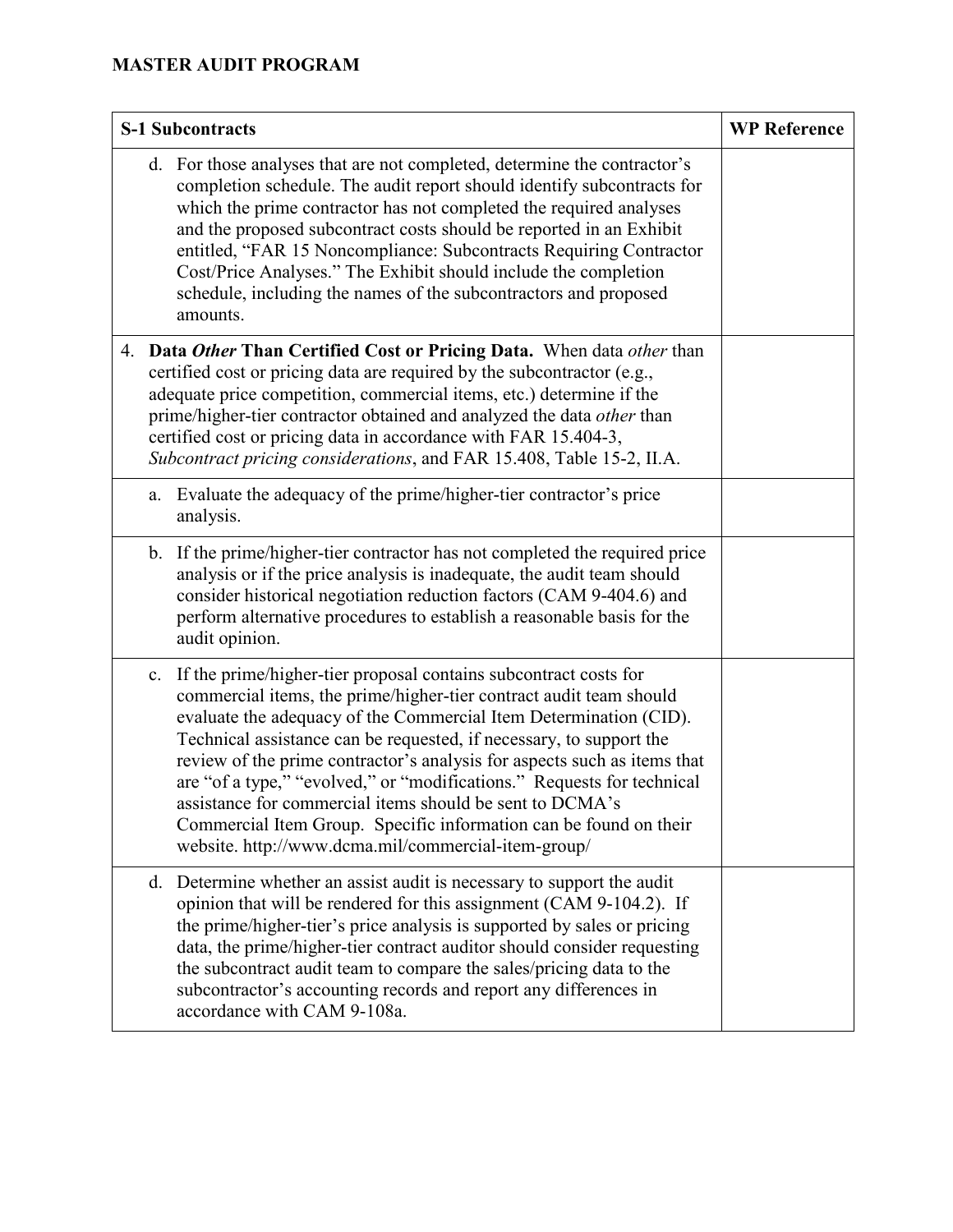## MASTER AUDIT PROGRAM

| S-1 Subcontracts | WP Reference |
| --- | --- |
| d. For those analyses that are not completed, determine the contractor's completion schedule. The audit report should identify subcontracts for which the prime contractor has not completed the required analyses and the proposed subcontract costs should be reported in an Exhibit entitled, "FAR 15 Noncompliance: Subcontracts Requiring Contractor Cost/Price Analyses." The Exhibit should include the completion schedule, including the names of the subcontractors and proposed amounts. | |
| 4. **Data *Other* Than Certified Cost or Pricing Data.** When data *other* than certified cost or pricing data are required by the subcontractor (e.g., adequate price competition, commercial items, etc.) determine if the prime/higher-tier contractor obtained and analyzed the data *other* than certified cost or pricing data in accordance with FAR 15.404-3, *Subcontract pricing considerations*, and FAR 15.408, Table 15-2, II.A. | |
| a. Evaluate the adequacy of the prime/higher-tier contractor's price analysis. | |
| b. If the prime/higher-tier contractor has not completed the required price analysis or if the price analysis is inadequate, the audit team should consider historical negotiation reduction factors (CAM 9-404.6) and perform alternative procedures to establish a reasonable basis for the audit opinion. | |
| c. If the prime/higher-tier proposal contains subcontract costs for commercial items, the prime/higher-tier contract audit team should evaluate the adequacy of the Commercial Item Determination (CID). Technical assistance can be requested, if necessary, to support the review of the prime contractor's analysis for aspects such as items that are "of a type," "evolved," or "modifications." Requests for technical assistance for commercial items should be sent to DCMA's Commercial Item Group. Specific information can be found on their website. http://www.dcma.mil/commercial-item-group/ | |
| d. Determine whether an assist audit is necessary to support the audit opinion that will be rendered for this assignment (CAM 9-104.2). If the prime/higher-tier's price analysis is supported by sales or pricing data, the prime/higher-tier contract auditor should consider requesting the subcontract audit team to compare the sales/pricing data to the subcontractor's accounting records and report any differences in accordance with CAM 9-108a. | |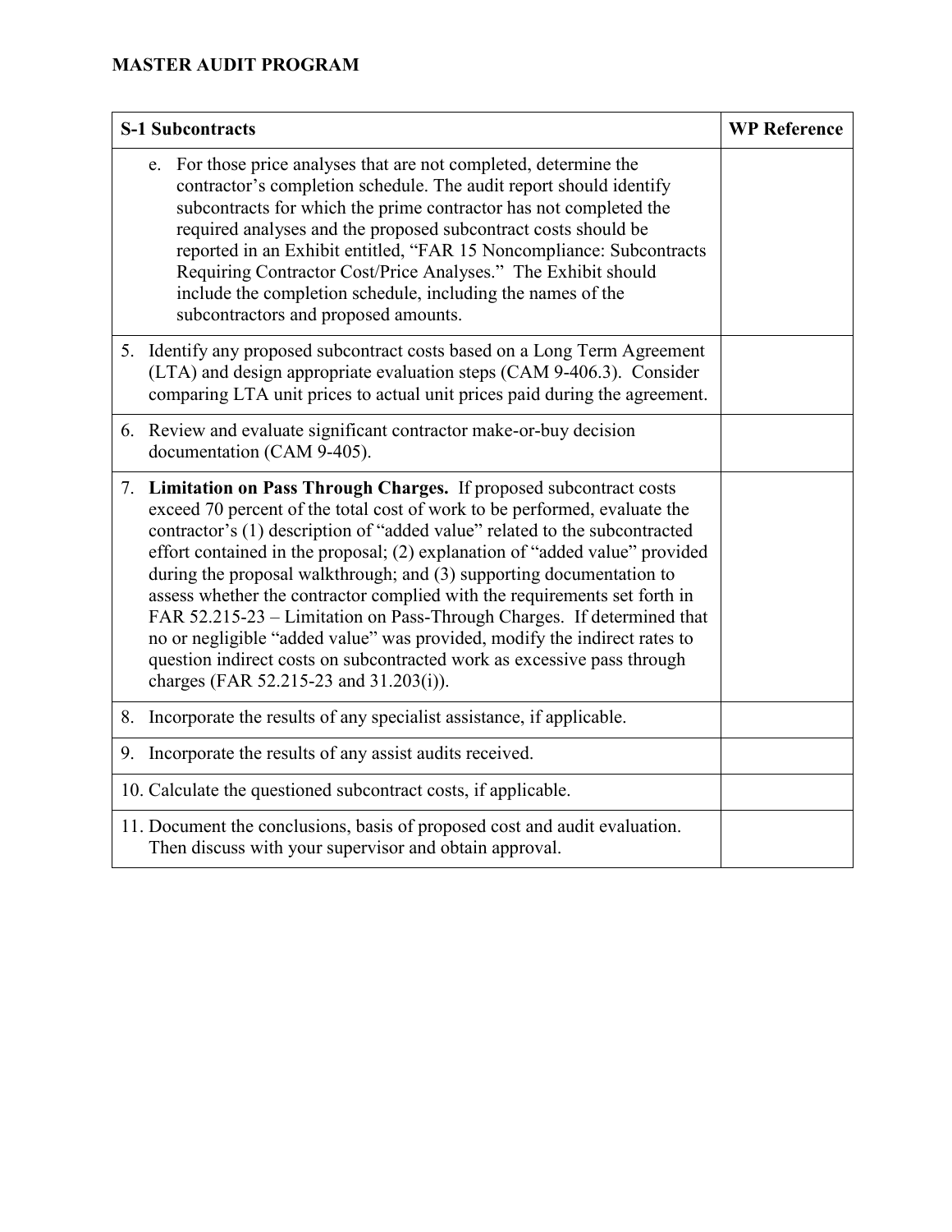**MASTER AUDIT PROGRAM**

| **S-1 Subcontracts** | **WP Reference** |
|---|---|
| e. For those price analyses that are not completed, determine the contractor's completion schedule. The audit report should identify subcontracts for which the prime contractor has not completed the required analyses and the proposed subcontract costs should be reported in an Exhibit entitled, "FAR 15 Noncompliance: Subcontracts Requiring Contractor Cost/Price Analyses." The Exhibit should include the completion schedule, including the names of the subcontractors and proposed amounts. | |
| 5. Identify any proposed subcontract costs based on a Long Term Agreement (LTA) and design appropriate evaluation steps (CAM 9-406.3). Consider comparing LTA unit prices to actual unit prices paid during the agreement. | |
| 6. Review and evaluate significant contractor make-or-buy decision documentation (CAM 9-405). | |
| 7. **Limitation on Pass Through Charges.** If proposed subcontract costs exceed 70 percent of the total cost of work to be performed, evaluate the contractor's (1) description of "added value" related to the subcontracted effort contained in the proposal; (2) explanation of "added value" provided during the proposal walkthrough; and (3) supporting documentation to assess whether the contractor complied with the requirements set forth in FAR 52.215-23 – Limitation on Pass-Through Charges. If determined that no or negligible "added value" was provided, modify the indirect rates to question indirect costs on subcontracted work as excessive pass through charges (FAR 52.215-23 and 31.203(i)). | |
| 8. Incorporate the results of any specialist assistance, if applicable. | |
| 9. Incorporate the results of any assist audits received. | |
| 10. Calculate the questioned subcontract costs, if applicable. | |
| 11. Document the conclusions, basis of proposed cost and audit evaluation. Then discuss with your supervisor and obtain approval. | |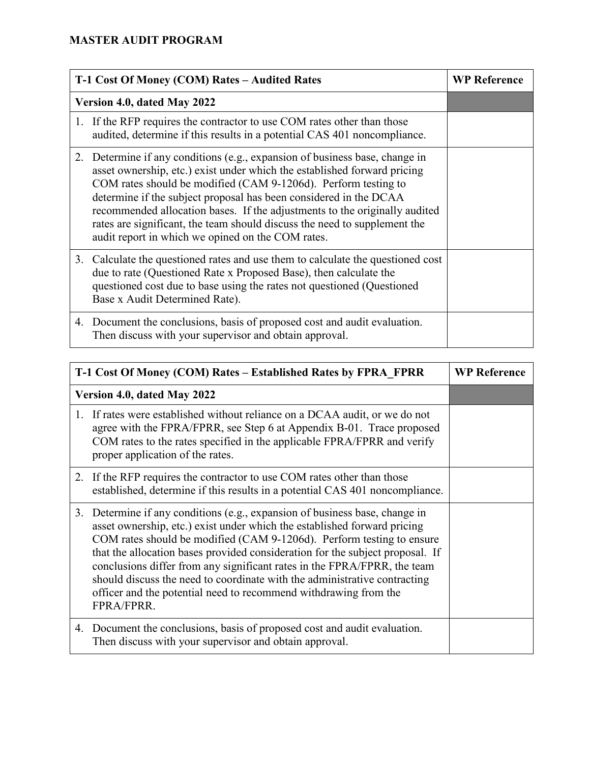**MASTER AUDIT PROGRAM**

| T-1 Cost Of Money (COM) Rates – Audited Rates | WP Reference |
|---|---|
| **Version 4.0, dated May 2022** | |
| 1. If the RFP requires the contractor to use COM rates other than those audited, determine if this results in a potential CAS 401 noncompliance. | |
| 2. Determine if any conditions (e.g., expansion of business base, change in asset ownership, etc.) exist under which the established forward pricing COM rates should be modified (CAM 9-1206d). Perform testing to determine if the subject proposal has been considered in the DCAA recommended allocation bases. If the adjustments to the originally audited rates are significant, the team should discuss the need to supplement the audit report in which we opined on the COM rates. | |
| 3. Calculate the questioned rates and use them to calculate the questioned cost due to rate (Questioned Rate x Proposed Base), then calculate the questioned cost due to base using the rates not questioned (Questioned Base x Audit Determined Rate). | |
| 4. Document the conclusions, basis of proposed cost and audit evaluation. Then discuss with your supervisor and obtain approval. | |

| T-1 Cost Of Money (COM) Rates – Established Rates by FPRA_FPRR | WP Reference |
|---|---|
| **Version 4.0, dated May 2022** | |
| 1. If rates were established without reliance on a DCAA audit, or we do not agree with the FPRA/FPRR, see Step 6 at Appendix B-01. Trace proposed COM rates to the rates specified in the applicable FPRA/FPRR and verify proper application of the rates. | |
| 2. If the RFP requires the contractor to use COM rates other than those established, determine if this results in a potential CAS 401 noncompliance. | |
| 3. Determine if any conditions (e.g., expansion of business base, change in asset ownership, etc.) exist under which the established forward pricing COM rates should be modified (CAM 9-1206d). Perform testing to ensure that the allocation bases provided consideration for the subject proposal. If conclusions differ from any significant rates in the FPRA/FPRR, the team should discuss the need to coordinate with the administrative contracting officer and the potential need to recommend withdrawing from the FPRA/FPRR. | |
| 4. Document the conclusions, basis of proposed cost and audit evaluation. Then discuss with your supervisor and obtain approval. | |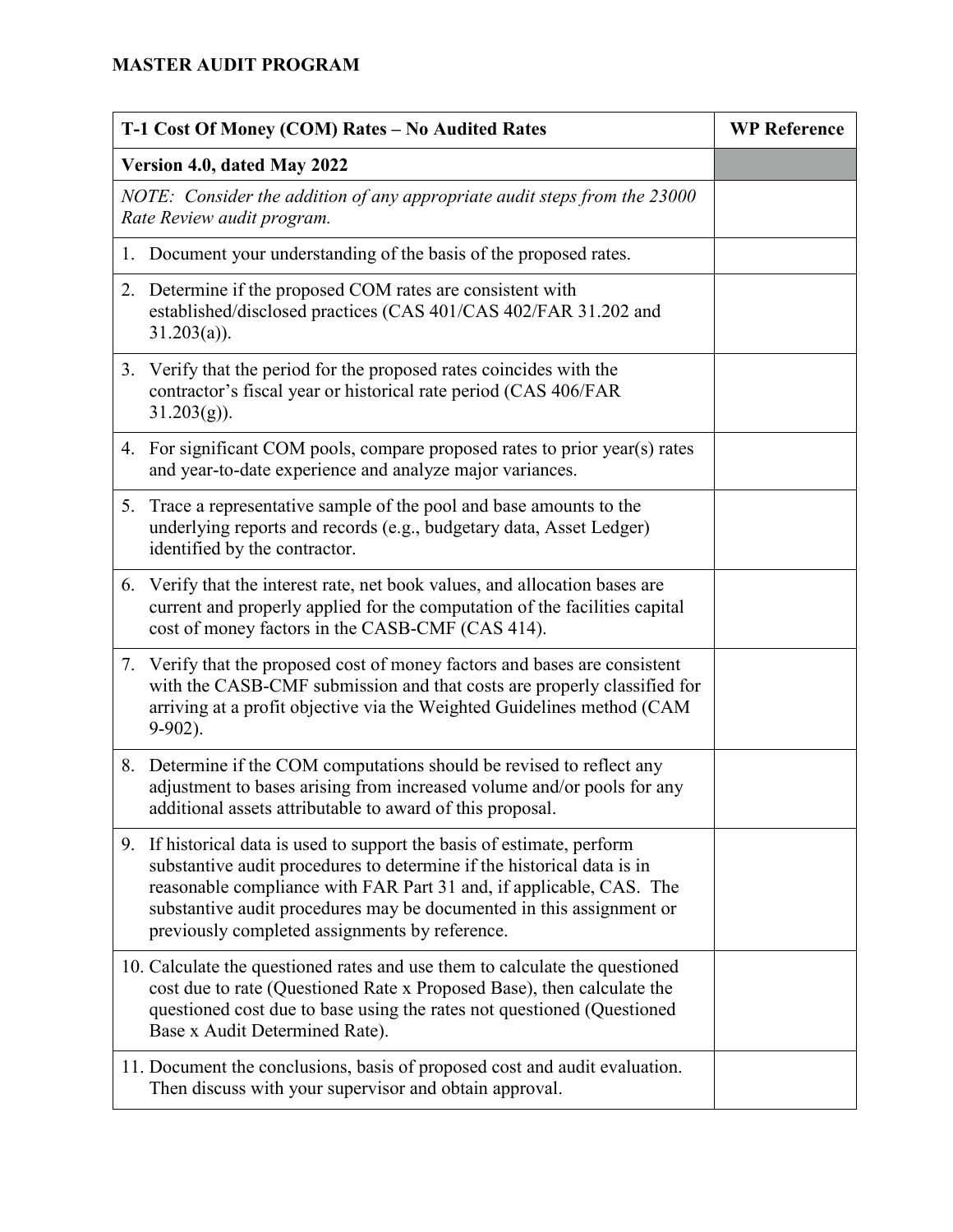**MASTER AUDIT PROGRAM**

| T-1 Cost Of Money (COM) Rates – No Audited Rates | WP Reference |
|---|---|
| **Version 4.0, dated May 2022** | |
| *NOTE: Consider the addition of any appropriate audit steps from the 23000 Rate Review audit program.* | |
| 1. Document your understanding of the basis of the proposed rates. | |
| 2. Determine if the proposed COM rates are consistent with established/disclosed practices (CAS 401/CAS 402/FAR 31.202 and 31.203(a)). | |
| 3. Verify that the period for the proposed rates coincides with the contractor's fiscal year or historical rate period (CAS 406/FAR 31.203(g)). | |
| 4. For significant COM pools, compare proposed rates to prior year(s) rates and year-to-date experience and analyze major variances. | |
| 5. Trace a representative sample of the pool and base amounts to the underlying reports and records (e.g., budgetary data, Asset Ledger) identified by the contractor. | |
| 6. Verify that the interest rate, net book values, and allocation bases are current and properly applied for the computation of the facilities capital cost of money factors in the CASB-CMF (CAS 414). | |
| 7. Verify that the proposed cost of money factors and bases are consistent with the CASB-CMF submission and that costs are properly classified for arriving at a profit objective via the Weighted Guidelines method (CAM 9-902). | |
| 8. Determine if the COM computations should be revised to reflect any adjustment to bases arising from increased volume and/or pools for any additional assets attributable to award of this proposal. | |
| 9. If historical data is used to support the basis of estimate, perform substantive audit procedures to determine if the historical data is in reasonable compliance with FAR Part 31 and, if applicable, CAS. The substantive audit procedures may be documented in this assignment or previously completed assignments by reference. | |
| 10. Calculate the questioned rates and use them to calculate the questioned cost due to rate (Questioned Rate x Proposed Base), then calculate the questioned cost due to base using the rates not questioned (Questioned Base x Audit Determined Rate). | |
| 11. Document the conclusions, basis of proposed cost and audit evaluation. Then discuss with your supervisor and obtain approval. | |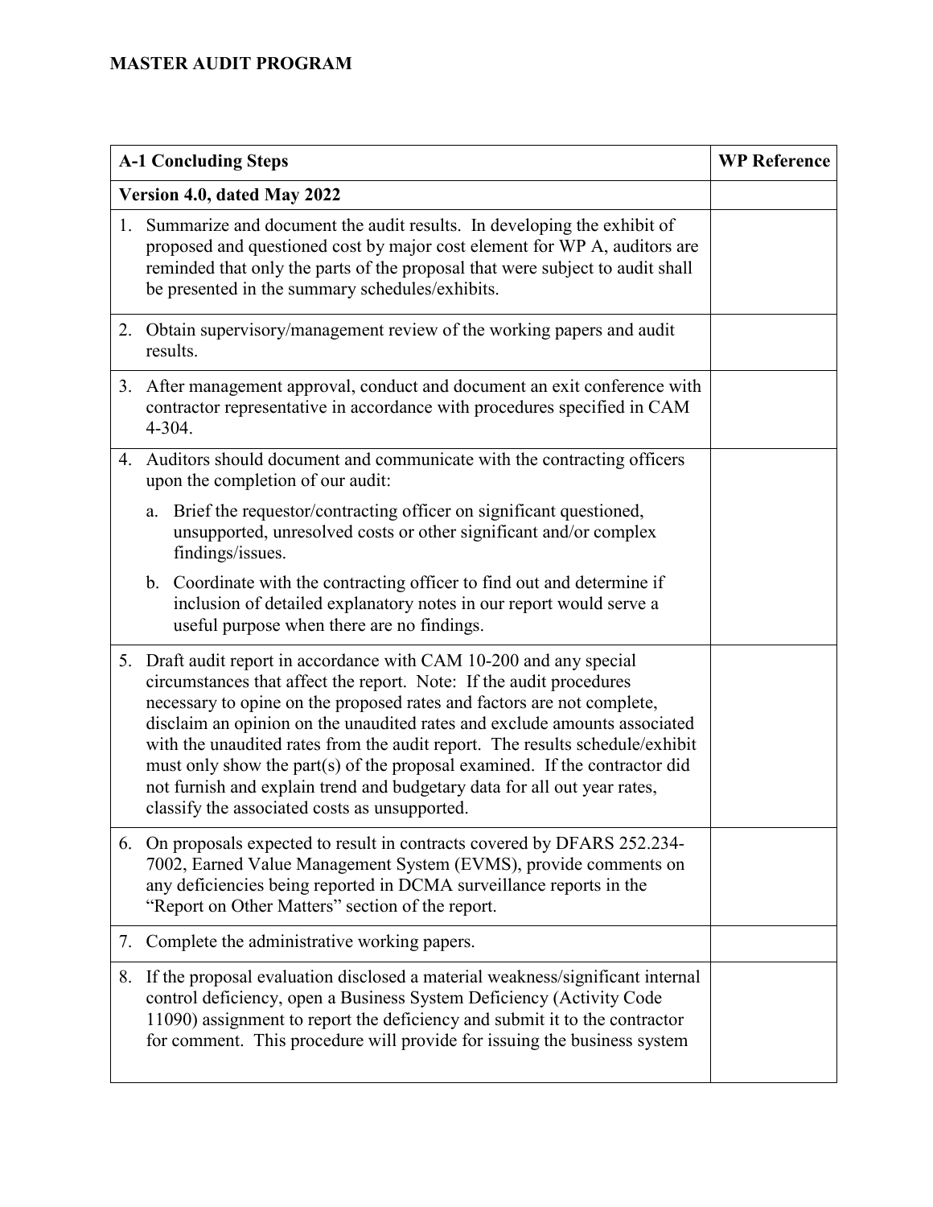**MASTER AUDIT PROGRAM**

| A-1 Concluding Steps | WP Reference |
|---|---|
| **Version 4.0, dated May 2022** | |
| 1. Summarize and document the audit results. In developing the exhibit of proposed and questioned cost by major cost element for WP A, auditors are reminded that only the parts of the proposal that were subject to audit shall be presented in the summary schedules/exhibits. | |
| 2. Obtain supervisory/management review of the working papers and audit results. | |
| 3. After management approval, conduct and document an exit conference with contractor representative in accordance with procedures specified in CAM 4-304. | |
| 4. Auditors should document and communicate with the contracting officers upon the completion of our audit:<br>a. Brief the requestor/contracting officer on significant questioned, unsupported, unresolved costs or other significant and/or complex findings/issues.<br>b. Coordinate with the contracting officer to find out and determine if inclusion of detailed explanatory notes in our report would serve a useful purpose when there are no findings. | |
| 5. Draft audit report in accordance with CAM 10-200 and any special circumstances that affect the report. Note: If the audit procedures necessary to opine on the proposed rates and factors are not complete, disclaim an opinion on the unaudited rates and exclude amounts associated with the unaudited rates from the audit report. The results schedule/exhibit must only show the part(s) of the proposal examined. If the contractor did not furnish and explain trend and budgetary data for all out year rates, classify the associated costs as unsupported. | |
| 6. On proposals expected to result in contracts covered by DFARS 252.234-7002, Earned Value Management System (EVMS), provide comments on any deficiencies being reported in DCMA surveillance reports in the "Report on Other Matters" section of the report. | |
| 7. Complete the administrative working papers. | |
| 8. If the proposal evaluation disclosed a material weakness/significant internal control deficiency, open a Business System Deficiency (Activity Code 11090) assignment to report the deficiency and submit it to the contractor for comment. This procedure will provide for issuing the business system | |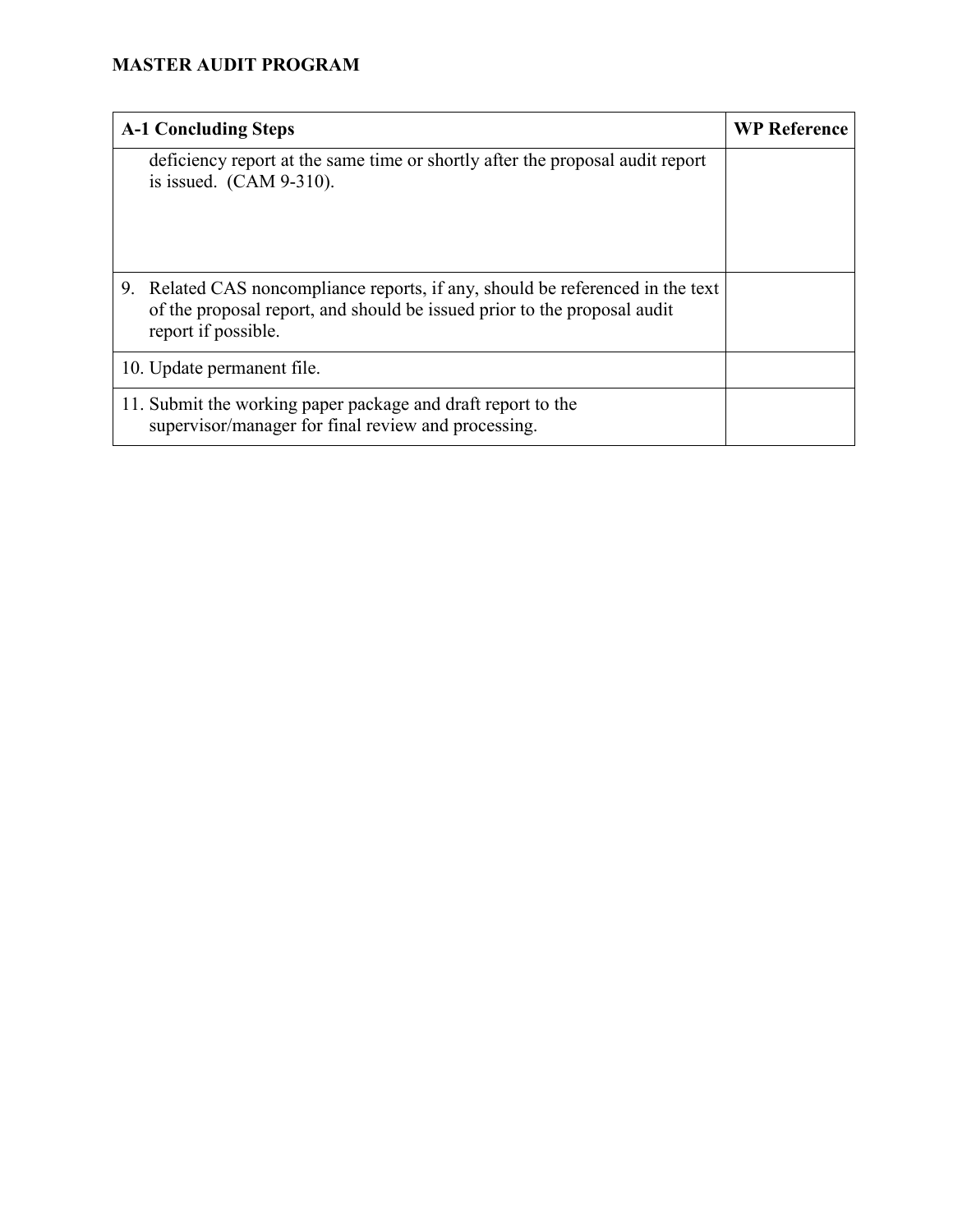**MASTER AUDIT PROGRAM**

| A-1 Concluding Steps | WP Reference |
|---|---|
| deficiency report at the same time or shortly after the proposal audit report is issued. (CAM 9-310). | |
| 9. Related CAS noncompliance reports, if any, should be referenced in the text of the proposal report, and should be issued prior to the proposal audit report if possible. | |
| 10. Update permanent file. | |
| 11. Submit the working paper package and draft report to the supervisor/manager for final review and processing. | |